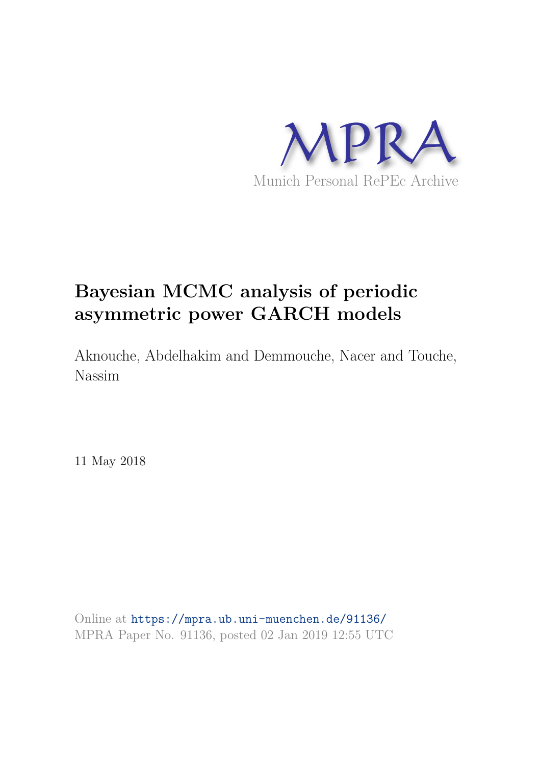MPRA

Munich Personal RePEc Archive

# Bayesian MCMC analysis of periodic asymmetric power GARCH models

Aknouche, Abdelhakim and Demmouche, Nacer and Touche, Nassim

11 May 2018

Online at https://mpra.ub.uni-muenchen.de/91136/
MPRA Paper No. 91136, posted 02 Jan 2019 12:55 UTC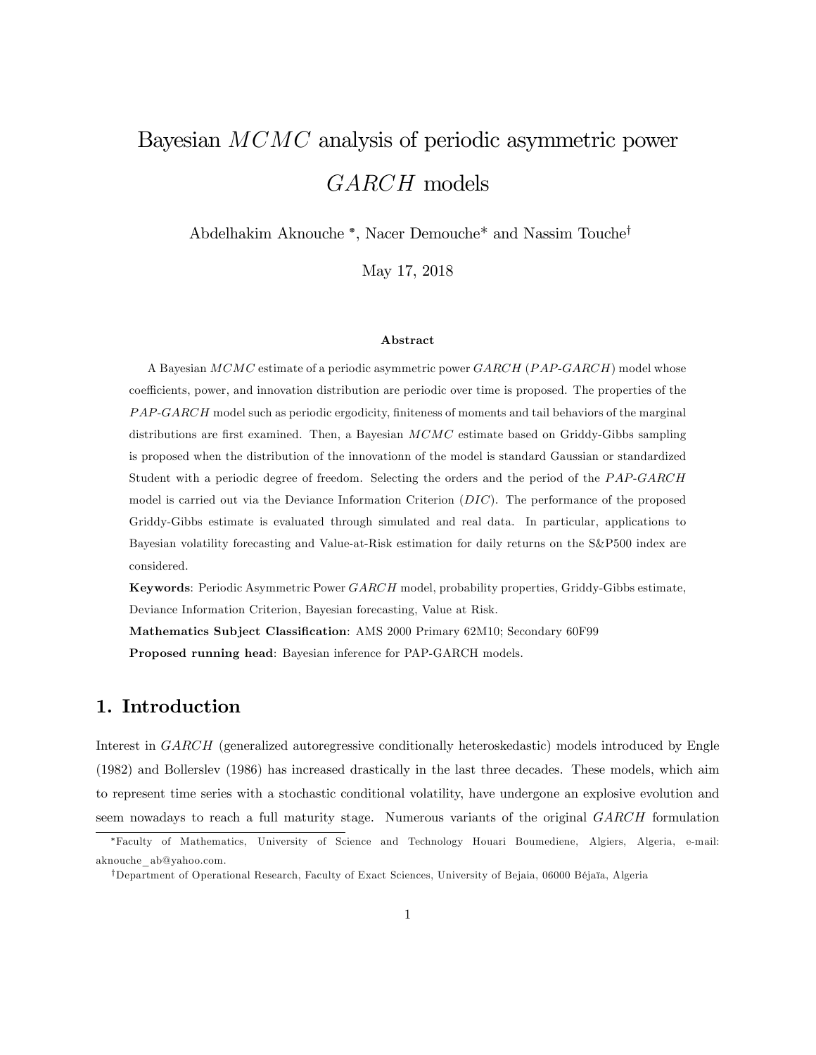# Bayesian $MCMC$ analysis of periodic asymmetric power $GARCH$ models

Abdelhakim Aknouche [*], Nacer Demouche[*] and Nassim Touche[†]

May 17, 2018

**Abstract**

A Bayesian $MCMC$ estimate of a periodic asymmetric power $GARCH$ ($PAP$-$GARCH$) model whose coefficients, power, and innovation distribution are periodic over time is proposed. The properties of the $PAP$-$GARCH$ model such as periodic ergodicity, finiteness of moments and tail behaviors of the marginal distributions are first examined. Then, a Bayesian $MCMC$ estimate based on Griddy-Gibbs sampling is proposed when the distribution of the innovationn of the model is standard Gaussian or standardized Student with a periodic degree of freedom. Selecting the orders and the period of the $PAP$-$GARCH$ model is carried out via the Deviance Information Criterion ($DIC$). The performance of the proposed Griddy-Gibbs estimate is evaluated through simulated and real data. In particular, applications to Bayesian volatility forecasting and Value-at-Risk estimation for daily returns on the S&P500 index are considered.

**Keywords**: Periodic Asymmetric Power $GARCH$ model, probability properties, Griddy-Gibbs estimate, Deviance Information Criterion, Bayesian forecasting, Value at Risk.

**Mathematics Subject Classification**: AMS 2000 Primary 62M10; Secondary 60F99

**Proposed running head**: Bayesian inference for PAP-GARCH models.

## 1. Introduction

Interest in $GARCH$ (generalized autoregressive conditionally heteroskedastic) models introduced by Engle (1982) and Bollerslev (1986) has increased drastically in the last three decades. These models, which aim to represent time series with a stochastic conditional volatility, have undergone an explosive evolution and seem nowadays to reach a full maturity stage. Numerous variants of the original $GARCH$ formulation

[*]Faculty of Mathematics, University of Science and Technology Houari Boumediene, Algiers, Algeria, e-mail: aknouche_ab@yahoo.com.

[†]Department of Operational Research, Faculty of Exact Sciences, University of Bejaia, 06000 Béjaïa, Algeria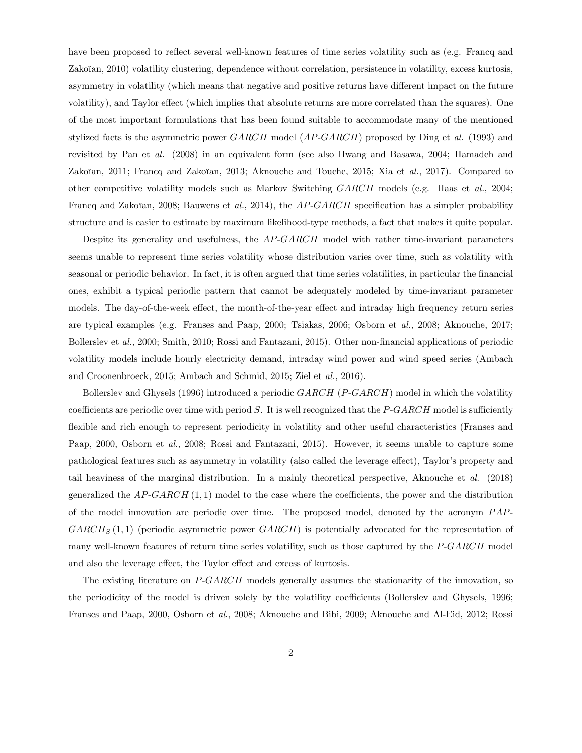have been proposed to reflect several well-known features of time series volatility such as (e.g. Francq and Zakoïan, 2010) volatility clustering, dependence without correlation, persistence in volatility, excess kurtosis, asymmetry in volatility (which means that negative and positive returns have different impact on the future volatility), and Taylor effect (which implies that absolute returns are more correlated than the squares). One of the most important formulations that has been found suitable to accommodate many of the mentioned stylized facts is the asymmetric power $GARCH$ model ($AP$-$GARCH$) proposed by Ding et *al.* (1993) and revisited by Pan et *al.* (2008) in an equivalent form (see also Hwang and Basawa, 2004; Hamadeh and Zakoïan, 2011; Francq and Zakoïan, 2013; Aknouche and Touche, 2015; Xia et *al.*, 2017). Compared to other competitive volatility models such as Markov Switching $GARCH$ models (e.g. Haas et *al.*, 2004; Francq and Zakoïan, 2008; Bauwens et *al.*, 2014), the $AP$-$GARCH$ specification has a simpler probability structure and is easier to estimate by maximum likelihood-type methods, a fact that makes it quite popular.

Despite its generality and usefulness, the $AP$-$GARCH$ model with rather time-invariant parameters seems unable to represent time series volatility whose distribution varies over time, such as volatility with seasonal or periodic behavior. In fact, it is often argued that time series volatilities, in particular the financial ones, exhibit a typical periodic pattern that cannot be adequately modeled by time-invariant parameter models. The day-of-the-week effect, the month-of-the-year effect and intraday high frequency return series are typical examples (e.g. Franses and Paap, 2000; Tsiakas, 2006; Osborn et *al.*, 2008; Aknouche, 2017; Bollerslev et *al.*, 2000; Smith, 2010; Rossi and Fantazani, 2015). Other non-financial applications of periodic volatility models include hourly electricity demand, intraday wind power and wind speed series (Ambach and Croonenbroeck, 2015; Ambach and Schmid, 2015; Ziel et *al.*, 2016).

Bollerslev and Ghysels (1996) introduced a periodic $GARCH$ ($P$-$GARCH$) model in which the volatility coefficients are periodic over time with period $S$. It is well recognized that the $P$-$GARCH$ model is sufficiently flexible and rich enough to represent periodicity in volatility and other useful characteristics (Franses and Paap, 2000, Osborn et *al.*, 2008; Rossi and Fantazani, 2015). However, it seems unable to capture some pathological features such as asymmetry in volatility (also called the leverage effect), Taylor's property and tail heaviness of the marginal distribution. In a mainly theoretical perspective, Aknouche et *al.* (2018) generalized the $AP$-$GARCH\,(1,1)$ model to the case where the coefficients, the power and the distribution of the model innovation are periodic over time. The proposed model, denoted by the acronym $PAP$-$GARCH_S\,(1,1)$ (periodic asymmetric power $GARCH$) is potentially advocated for the representation of many well-known features of return time series volatility, such as those captured by the $P$-$GARCH$ model and also the leverage effect, the Taylor effect and excess of kurtosis.

The existing literature on $P$-$GARCH$ models generally assumes the stationarity of the innovation, so the periodicity of the model is driven solely by the volatility coefficients (Bollerslev and Ghysels, 1996; Franses and Paap, 2000, Osborn et *al.*, 2008; Aknouche and Bibi, 2009; Aknouche and Al-Eid, 2012; Rossi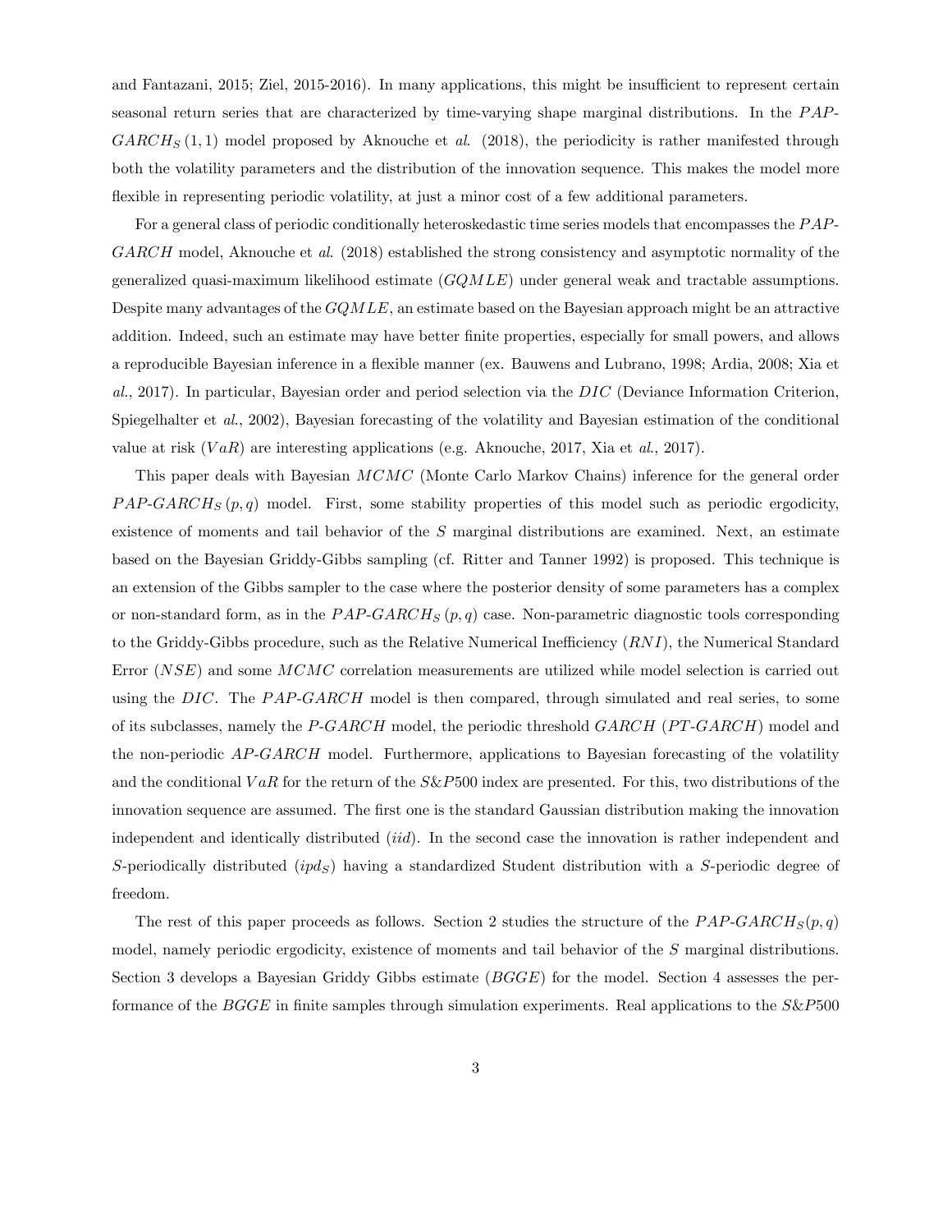and Fantazani, 2015; Ziel, 2015-2016). In many applications, this might be insufficient to represent certain seasonal return series that are characterized by time-varying shape marginal distributions. In the $PAP$-$GARCH_S(1,1)$ model proposed by Aknouche et *al*. (2018), the periodicity is rather manifested through both the volatility parameters and the distribution of the innovation sequence. This makes the model more flexible in representing periodic volatility, at just a minor cost of a few additional parameters.

For a general class of periodic conditionally heteroskedastic time series models that encompasses the $PAP$-$GARCH$ model, Aknouche et *al*. (2018) established the strong consistency and asymptotic normality of the generalized quasi-maximum likelihood estimate ($GQMLE$) under general weak and tractable assumptions. Despite many advantages of the $GQMLE$, an estimate based on the Bayesian approach might be an attractive addition. Indeed, such an estimate may have better finite properties, especially for small powers, and allows a reproducible Bayesian inference in a flexible manner (ex. Bauwens and Lubrano, 1998; Ardia, 2008; Xia et *al*., 2017). In particular, Bayesian order and period selection via the $DIC$ (Deviance Information Criterion, Spiegelhalter et *al*., 2002), Bayesian forecasting of the volatility and Bayesian estimation of the conditional value at risk ($VaR$) are interesting applications (e.g. Aknouche, 2017, Xia et *al*., 2017).

This paper deals with Bayesian $MCMC$ (Monte Carlo Markov Chains) inference for the general order $PAP$-$GARCH_S(p,q)$ model. First, some stability properties of this model such as periodic ergodicity, existence of moments and tail behavior of the $S$ marginal distributions are examined. Next, an estimate based on the Bayesian Griddy-Gibbs sampling (cf. Ritter and Tanner 1992) is proposed. This technique is an extension of the Gibbs sampler to the case where the posterior density of some parameters has a complex or non-standard form, as in the $PAP$-$GARCH_S(p,q)$ case. Non-parametric diagnostic tools corresponding to the Griddy-Gibbs procedure, such as the Relative Numerical Inefficiency ($RNI$), the Numerical Standard Error ($NSE$) and some $MCMC$ correlation measurements are utilized while model selection is carried out using the $DIC$. The $PAP$-$GARCH$ model is then compared, through simulated and real series, to some of its subclasses, namely the $P$-$GARCH$ model, the periodic threshold $GARCH$ ($PT$-$GARCH$) model and the non-periodic $AP$-$GARCH$ model. Furthermore, applications to Bayesian forecasting of the volatility and the conditional $VaR$ for the return of the $S\&P500$ index are presented. For this, two distributions of the innovation sequence are assumed. The first one is the standard Gaussian distribution making the innovation independent and identically distributed ($iid$). In the second case the innovation is rather independent and $S$-periodically distributed ($ipd_S$) having a standardized Student distribution with a $S$-periodic degree of freedom.

The rest of this paper proceeds as follows. Section 2 studies the structure of the $PAP$-$GARCH_S(p,q)$ model, namely periodic ergodicity, existence of moments and tail behavior of the $S$ marginal distributions. Section 3 develops a Bayesian Griddy Gibbs estimate ($BGGE$) for the model. Section 4 assesses the performance of the $BGGE$ in finite samples through simulation experiments. Real applications to the $S\&P500$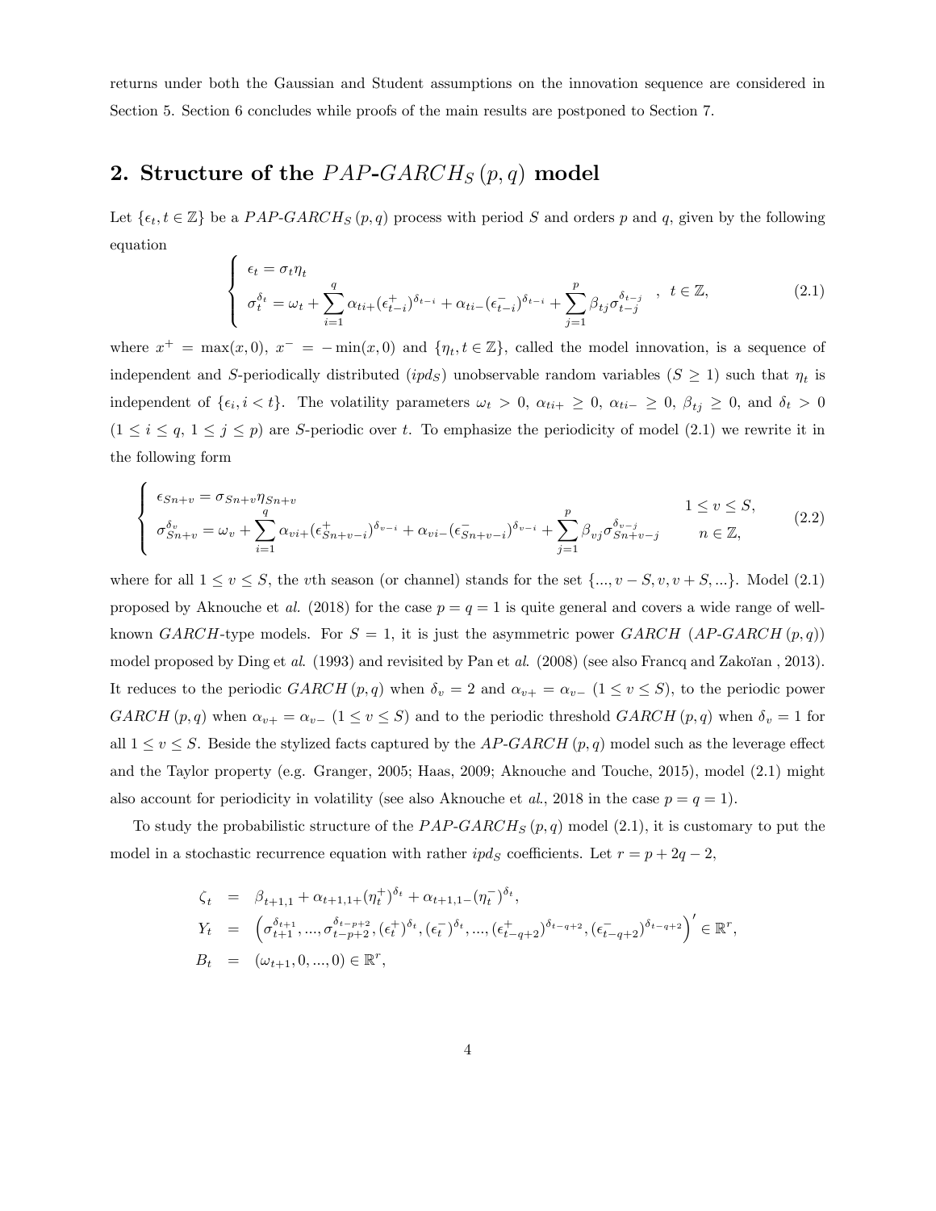returns under both the Gaussian and Student assumptions on the innovation sequence are considered in Section 5. Section 6 concludes while proofs of the main results are postponed to Section 7.

## 2. Structure of the $PAP\text{-}GARCH_S\,(p,q)$ model

Let $\{\epsilon_t, t \in \mathbb{Z}\}$ be a $PAP\text{-}GARCH_S\,(p,q)$ process with period $S$ and orders $p$ and $q$, given by the following equation

$$\left\{ \begin{array}{l} \epsilon_t = \sigma_t \eta_t \\ \sigma_t^{\delta_t} = \omega_t + \sum\limits_{i=1}^{q} \alpha_{ti+} (\epsilon_{t-i}^{+})^{\delta_{t-i}} + \alpha_{ti-} (\epsilon_{t-i}^{-})^{\delta_{t-i}} + \sum\limits_{j=1}^{p} \beta_{tj} \sigma_{t-j}^{\delta_{t-j}} \end{array} \right. , \quad t \in \mathbb{Z}, \tag{2.1}$$

where $x^+ = \max(x, 0)$, $x^- = -\min(x, 0)$ and $\{\eta_t, t \in \mathbb{Z}\}$, called the model innovation, is a sequence of independent and $S$-periodically distributed ($ipd_S$) unobservable random variables ($S \geq 1$) such that $\eta_t$ is independent of $\{\epsilon_i, i < t\}$. The volatility parameters $\omega_t > 0$, $\alpha_{ti+} \geq 0$, $\alpha_{ti-} \geq 0$, $\beta_{tj} \geq 0$, and $\delta_t > 0$ ($1 \leq i \leq q$, $1 \leq j \leq p$) are $S$-periodic over $t$. To emphasize the periodicity of model (2.1) we rewrite it in the following form

$$\left\{ \begin{array}{ll} \epsilon_{Sn+v} = \sigma_{Sn+v} \eta_{Sn+v} & 1 \leq v \leq S, \\ \sigma_{Sn+v}^{\delta_v} = \omega_v + \sum\limits_{i=1}^{q} \alpha_{vi+} (\epsilon_{Sn+v-i}^{+})^{\delta_{v-i}} + \alpha_{vi-} (\epsilon_{Sn+v-i}^{-})^{\delta_{v-i}} + \sum\limits_{j=1}^{p} \beta_{vj} \sigma_{Sn+v-j}^{\delta_{v-j}} & n \in \mathbb{Z}, \end{array} \right. \tag{2.2}$$

where for all $1 \leq v \leq S$, the $v$th season (or channel) stands for the set $\{..., v-S, v, v+S, ...\}$. Model (2.1) proposed by Aknouche et *al.* (2018) for the case $p = q = 1$ is quite general and covers a wide range of well-known $GARCH$-type models. For $S = 1$, it is just the asymmetric power $GARCH$ ($AP\text{-}GARCH\,(p,q)$) model proposed by Ding et *al.* (1993) and revisited by Pan et *al.* (2008) (see also Francq and Zakoïan , 2013). It reduces to the periodic $GARCH\,(p,q)$ when $\delta_v = 2$ and $\alpha_{v+} = \alpha_{v-}$ ($1 \leq v \leq S$), to the periodic power $GARCH\,(p,q)$ when $\alpha_{v+} = \alpha_{v-}$ ($1 \leq v \leq S$) and to the periodic threshold $GARCH\,(p,q)$ when $\delta_v = 1$ for all $1 \leq v \leq S$. Beside the stylized facts captured by the $AP\text{-}GARCH\,(p,q)$ model such as the leverage effect and the Taylor property (e.g. Granger, 2005; Haas, 2009; Aknouche and Touche, 2015), model (2.1) might also account for periodicity in volatility (see also Aknouche et *al.*, 2018 in the case $p = q = 1$).

To study the probabilistic structure of the $PAP\text{-}GARCH_S\,(p,q)$ model (2.1), it is customary to put the model in a stochastic recurrence equation with rather $ipd_S$ coefficients. Let $r = p + 2q - 2$,

$$\begin{aligned} \zeta_t &= \beta_{t+1,1} + \alpha_{t+1,1+} (\eta_t^{+})^{\delta_t} + \alpha_{t+1,1-} (\eta_t^{-})^{\delta_t}, \\ Y_t &= \left( \sigma_{t+1}^{\delta_{t+1}}, ..., \sigma_{t-p+2}^{\delta_{t-p+2}}, (\epsilon_t^{+})^{\delta_t}, (\epsilon_t^{-})^{\delta_t}, ..., (\epsilon_{t-q+2}^{+})^{\delta_{t-q+2}}, (\epsilon_{t-q+2}^{-})^{\delta_{t-q+2}} \right)' \in \mathbb{R}^r, \\ B_t &= (\omega_{t+1}, 0, ..., 0) \in \mathbb{R}^r, \end{aligned}$$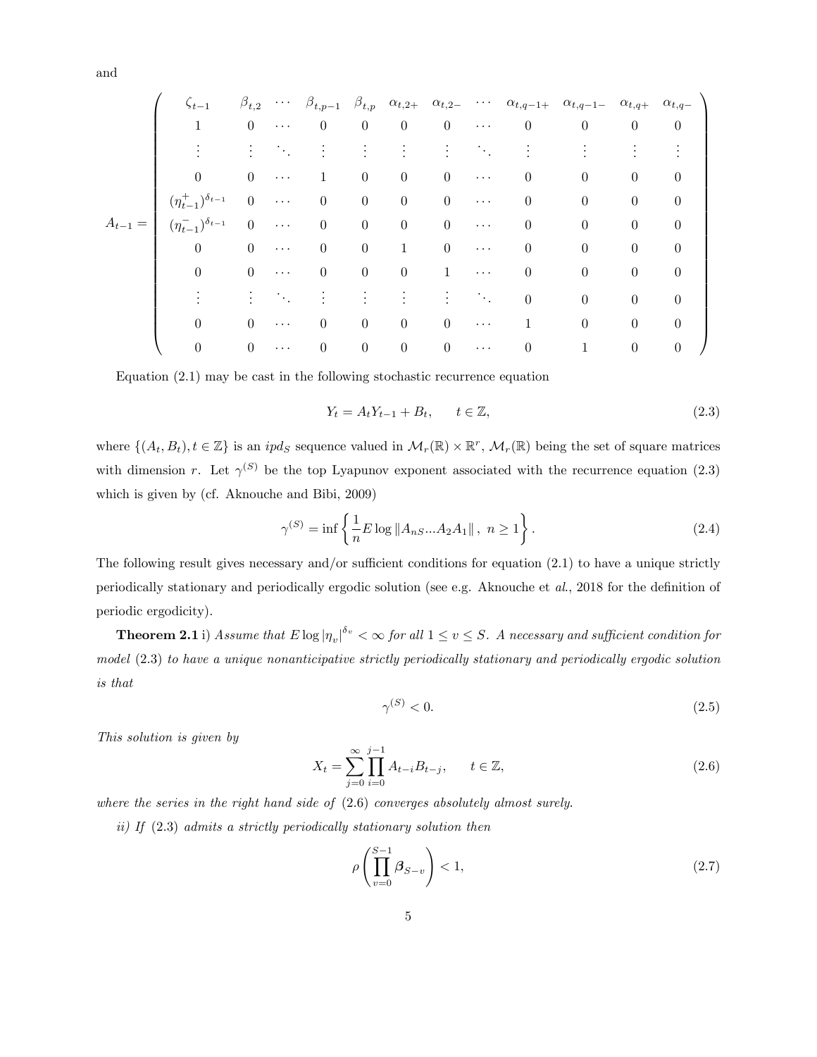and

$$
A_{t-1} = \begin{pmatrix}
\zeta_{t-1} & \beta_{t,2} & \cdots & \beta_{t,p-1} & \beta_{t,p} & \alpha_{t,2+} & \alpha_{t,2-} & \cdots & \alpha_{t,q-1+} & \alpha_{t,q-1-} & \alpha_{t,q+} & \alpha_{t,q-} \\
1 & 0 & \cdots & 0 & 0 & 0 & 0 & \cdots & 0 & 0 & 0 & 0 \\
\vdots & \vdots & \ddots & \vdots & \vdots & \vdots & \vdots & \ddots & \vdots & \vdots & \vdots & \vdots \\
0 & 0 & \cdots & 1 & 0 & 0 & 0 & \cdots & 0 & 0 & 0 & 0 \\
(\eta_{t-1}^{+})^{\delta_{t-1}} & 0 & \cdots & 0 & 0 & 0 & 0 & \cdots & 0 & 0 & 0 & 0 \\
(\eta_{t-1}^{-})^{\delta_{t-1}} & 0 & \cdots & 0 & 0 & 0 & 0 & \cdots & 0 & 0 & 0 & 0 \\
0 & 0 & \cdots & 0 & 0 & 1 & 0 & \cdots & 0 & 0 & 0 & 0 \\
0 & 0 & \cdots & 0 & 0 & 0 & 1 & \cdots & 0 & 0 & 0 & 0 \\
\vdots & \vdots & \ddots & \vdots & \vdots & \vdots & \vdots & \ddots & 0 & 0 & 0 & 0 \\
0 & 0 & \cdots & 0 & 0 & 0 & 0 & \cdots & 1 & 0 & 0 & 0 \\
0 & 0 & \cdots & 0 & 0 & 0 & 0 & \cdots & 0 & 1 & 0 & 0
\end{pmatrix}
$$

Equation (2.1) may be cast in the following stochastic recurrence equation

$$
Y_t = A_t Y_{t-1} + B_t, \qquad t \in \mathbb{Z}, \tag{2.3}
$$

where $\{(A_t, B_t), t \in \mathbb{Z}\}$ is an $ipd_S$ sequence valued in $\mathcal{M}_r(\mathbb{R}) \times \mathbb{R}^r$, $\mathcal{M}_r(\mathbb{R})$ being the set of square matrices with dimension $r$. Let $\gamma^{(S)}$ be the top Lyapunov exponent associated with the recurrence equation (2.3) which is given by (cf. Aknouche and Bibi, 2009)

$$
\gamma^{(S)} = \inf \left\{ \frac{1}{n} E \log \|A_{nS}...A_2 A_1\|, \ n \geq 1 \right\}. \tag{2.4}
$$

The following result gives necessary and/or sufficient conditions for equation (2.1) to have a unique strictly periodically stationary and periodically ergodic solution (see e.g. Aknouche et *al.*, 2018 for the definition of periodic ergodicity).

**Theorem 2.1** i) *Assume that* $E \log |\eta_v|^{\delta_v} < \infty$ *for all* $1 \leq v \leq S$. *A necessary and sufficient condition for model* (2.3) *to have a unique nonanticipative strictly periodically stationary and periodically ergodic solution is that*

$$
\gamma^{(S)} < 0. \tag{2.5}
$$

*This solution is given by*

$$
X_t = \sum_{j=0}^{\infty} \prod_{i=0}^{j-1} A_{t-i} B_{t-j}, \qquad t \in \mathbb{Z}, \tag{2.6}
$$

*where the series in the right hand side of* (2.6) *converges absolutely almost surely.*

*ii) If* (2.3) *admits a strictly periodically stationary solution then*

$$
\rho \left( \prod_{v=0}^{S-1} \boldsymbol{\beta}_{S-v} \right) < 1, \tag{2.7}
$$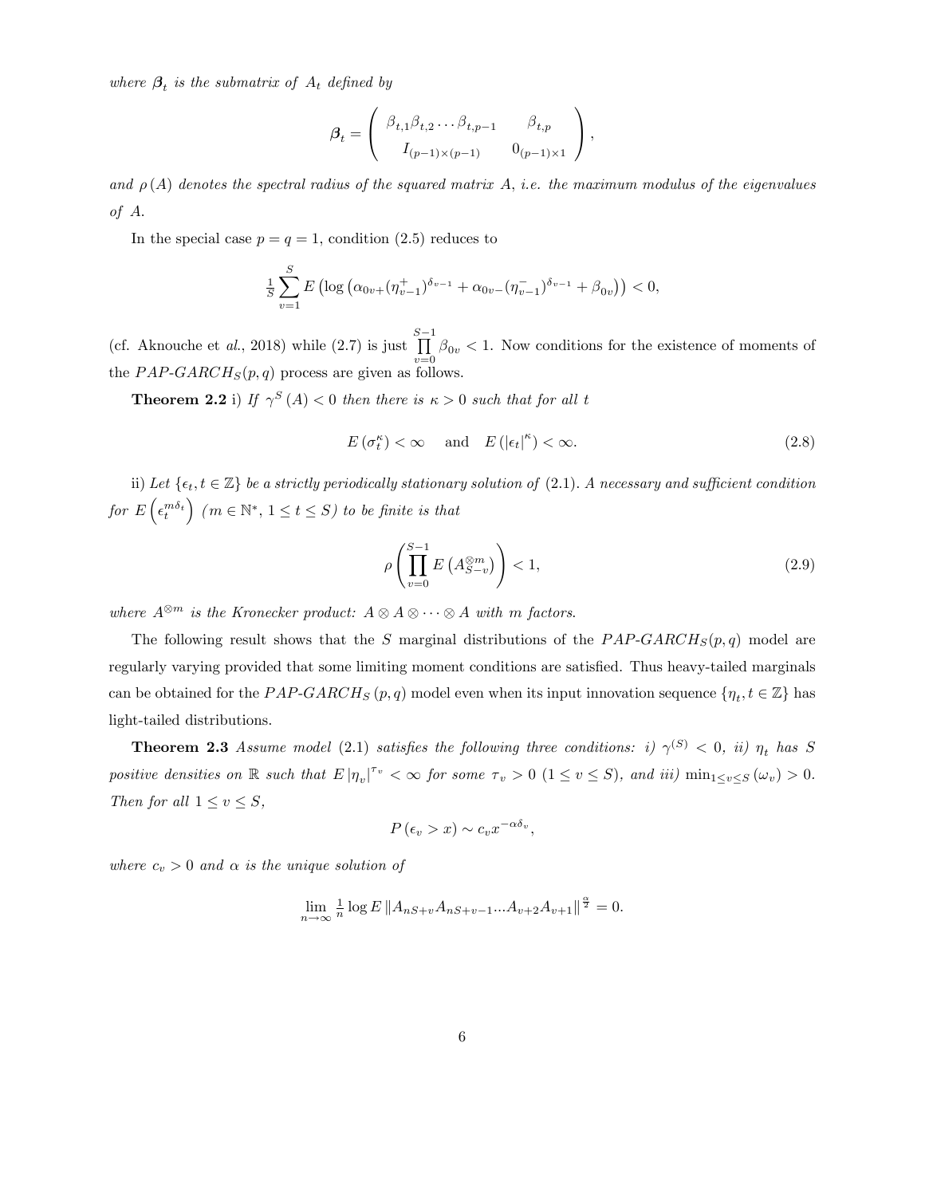*where $\boldsymbol{\beta}_t$ is the submatrix of $A_t$ defined by*

$$\boldsymbol{\beta}_t = \begin{pmatrix} \beta_{t,1}\beta_{t,2}\dots\beta_{t,p-1} & \beta_{t,p} \\ I_{(p-1)\times(p-1)} & 0_{(p-1)\times 1} \end{pmatrix},$$

*and $\rho(A)$ denotes the spectral radius of the squared matrix $A$, i.e. the maximum modulus of the eigenvalues of $A$.*

In the special case $p = q = 1$, condition (2.5) reduces to

$$\tfrac{1}{S}\sum_{v=1}^{S} E\left(\log\left(\alpha_{0v+}(\eta_{v-1}^{+})^{\delta_{v-1}} + \alpha_{0v-}(\eta_{v-1}^{-})^{\delta_{v-1}} + \beta_{0v}\right)\right) < 0,$$

(cf. Aknouche et *al.*, 2018) while (2.7) is just $\prod_{v=0}^{S-1}\beta_{0v} < 1$. Now conditions for the existence of moments of the $PAP\text{-}GARCH_S(p,q)$ process are given as follows.

**Theorem 2.2** i) *If $\gamma^S(A) < 0$ then there is $\kappa > 0$ such that for all $t$*

$$E\left(\sigma_t^{\kappa}\right) < \infty \quad \text{and} \quad E\left(\left|\epsilon_t\right|^{\kappa}\right) < \infty. \tag{2.8}$$

ii) *Let $\{\epsilon_t, t \in \mathbb{Z}\}$ be a strictly periodically stationary solution of (2.1). A necessary and sufficient condition for $E\left(\epsilon_t^{m\delta_t}\right)$ ($m \in \mathbb{N}^*$, $1 \leq t \leq S$) to be finite is that*

$$\rho\left(\prod_{v=0}^{S-1} E\left(A_{S-v}^{\otimes m}\right)\right) < 1, \tag{2.9}$$

*where $A^{\otimes m}$ is the Kronecker product: $A \otimes A \otimes \cdots \otimes A$ with $m$ factors.*

The following result shows that the $S$ marginal distributions of the $PAP\text{-}GARCH_S(p,q)$ model are regularly varying provided that some limiting moment conditions are satisfied. Thus heavy-tailed marginals can be obtained for the $PAP\text{-}GARCH_S(p,q)$ model even when its input innovation sequence $\{\eta_t, t \in \mathbb{Z}\}$ has light-tailed distributions.

**Theorem 2.3** *Assume model (2.1) satisfies the following three conditions: i) $\gamma^{(S)} < 0$, ii) $\eta_t$ has $S$ positive densities on $\mathbb{R}$ such that $E\left|\eta_v\right|^{\tau_v} < \infty$ for some $\tau_v > 0$ ($1 \leq v \leq S$), and iii) $\min_{1\leq v\leq S}(\omega_v) > 0$. Then for all $1 \leq v \leq S$,*

$$P\left(\epsilon_v > x\right) \sim c_v x^{-\alpha\delta_v},$$

*where $c_v > 0$ and $\alpha$ is the unique solution of*

$$\lim_{n\to\infty} \tfrac{1}{n}\log E\left\|A_{nS+v}A_{nS+v-1}\dots A_{v+2}A_{v+1}\right\|^{\frac{\alpha}{2}} = 0.$$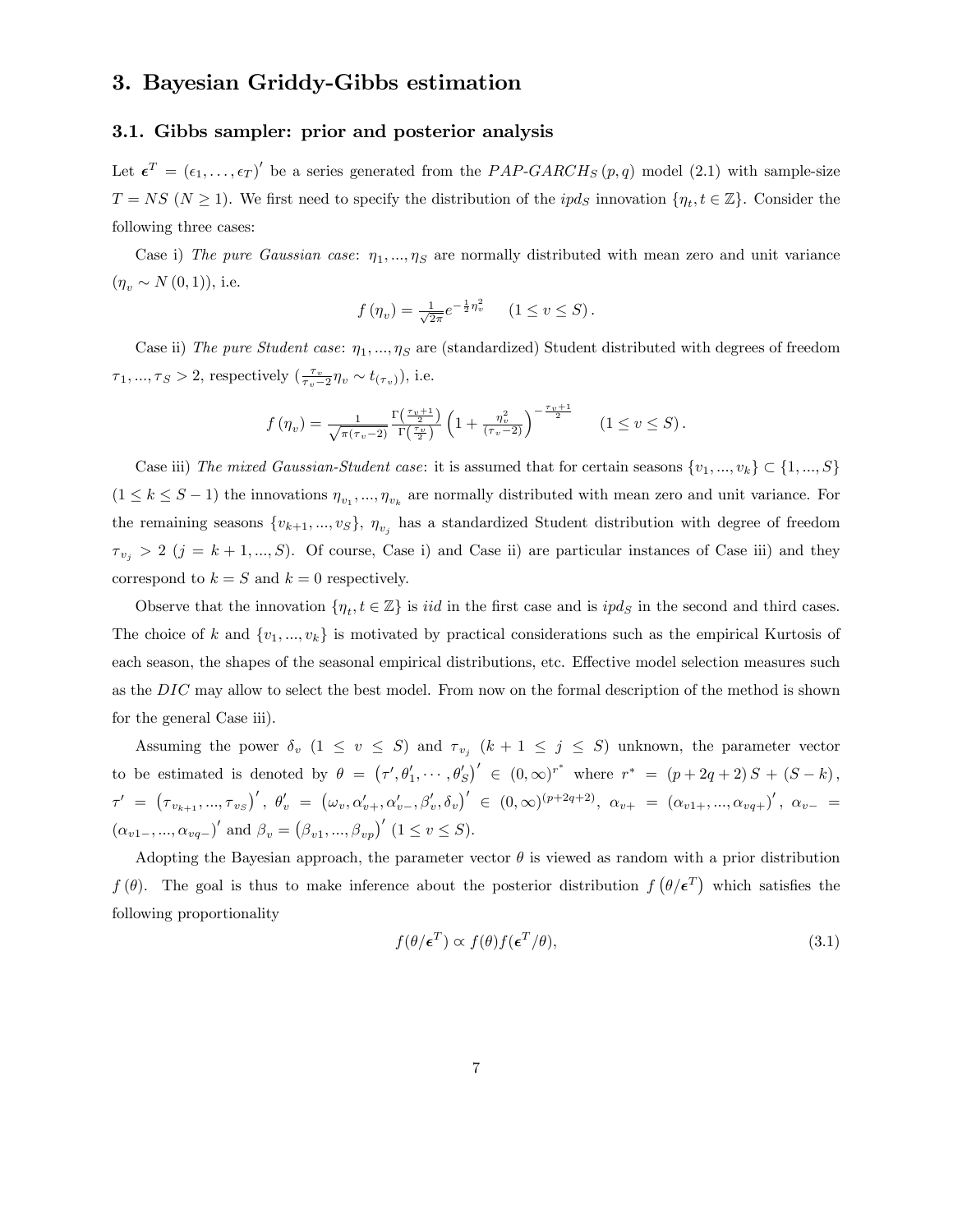## 3. Bayesian Griddy-Gibbs estimation

### 3.1. Gibbs sampler: prior and posterior analysis

Let $\boldsymbol{\epsilon}^T = (\epsilon_1, \ldots, \epsilon_T)'$ be a series generated from the $PAP\text{-}GARCH_S(p,q)$ model (2.1) with sample-size $T = NS$ $(N \geq 1)$. We first need to specify the distribution of the $ipd_S$ innovation $\{\eta_t, t \in \mathbb{Z}\}$. Consider the following three cases:

Case i) *The pure Gaussian case*: $\eta_1, ..., \eta_S$ are normally distributed with mean zero and unit variance ($\eta_v \sim N(0,1)$), i.e.

$$f(\eta_v) = \tfrac{1}{\sqrt{2\pi}} e^{-\frac{1}{2}\eta_v^2} \qquad (1 \leq v \leq S).$$

Case ii) *The pure Student case*: $\eta_1, ..., \eta_S$ are (standardized) Student distributed with degrees of freedom $\tau_1, ..., \tau_S > 2$, respectively ($\frac{\tau_v}{\tau_v - 2}\eta_v \sim t_{(\tau_v)}$), i.e.

$$f(\eta_v) = \tfrac{1}{\sqrt{\pi(\tau_v - 2)}} \tfrac{\Gamma\left(\frac{\tau_v+1}{2}\right)}{\Gamma\left(\frac{\tau_v}{2}\right)} \left(1 + \tfrac{\eta_v^2}{(\tau_v - 2)}\right)^{-\frac{\tau_v+1}{2}} \qquad (1 \leq v \leq S).$$

Case iii) *The mixed Gaussian-Student case*: it is assumed that for certain seasons $\{v_1, ..., v_k\} \subset \{1, ..., S\}$ $(1 \leq k \leq S-1)$ the innovations $\eta_{v_1}, ..., \eta_{v_k}$ are normally distributed with mean zero and unit variance. For the remaining seasons $\{v_{k+1}, ..., v_S\}$, $\eta_{v_j}$ has a standardized Student distribution with degree of freedom $\tau_{v_j} > 2$ $(j = k+1, ..., S)$. Of course, Case i) and Case ii) are particular instances of Case iii) and they correspond to $k = S$ and $k = 0$ respectively.

Observe that the innovation $\{\eta_t, t \in \mathbb{Z}\}$ is *iid* in the first case and is $ipd_S$ in the second and third cases. The choice of $k$ and $\{v_1, ..., v_k\}$ is motivated by practical considerations such as the empirical Kurtosis of each season, the shapes of the seasonal empirical distributions, etc. Effective model selection measures such as the $DIC$ may allow to select the best model. From now on the formal description of the method is shown for the general Case iii).

Assuming the power $\delta_v$ $(1 \leq v \leq S)$ and $\tau_{v_j}$ $(k+1 \leq j \leq S)$ unknown, the parameter vector to be estimated is denoted by $\theta = (\tau', \theta_1', \cdots, \theta_S')' \in (0,\infty)^{r^*}$ where $r^* = (p + 2q + 2)S + (S - k)$, $\tau' = (\tau_{v_{k+1}}, ..., \tau_{v_S})'$, $\theta_v' = (\omega_v, \alpha_{v+}', \alpha_{v-}', \beta_v', \delta_v)' \in (0,\infty)^{(p+2q+2)}$, $\alpha_{v+} = (\alpha_{v1+}, ..., \alpha_{vq+})'$, $\alpha_{v-} = (\alpha_{v1-}, ..., \alpha_{vq-})'$ and $\beta_v = (\beta_{v1}, ..., \beta_{vp})'$ $(1 \leq v \leq S)$.

Adopting the Bayesian approach, the parameter vector $\theta$ is viewed as random with a prior distribution $f(\theta)$. The goal is thus to make inference about the posterior distribution $f(\theta/\boldsymbol{\epsilon}^T)$ which satisfies the following proportionality

$$f(\theta/\boldsymbol{\epsilon}^T) \propto f(\theta) f(\boldsymbol{\epsilon}^T/\theta), \tag{3.1}$$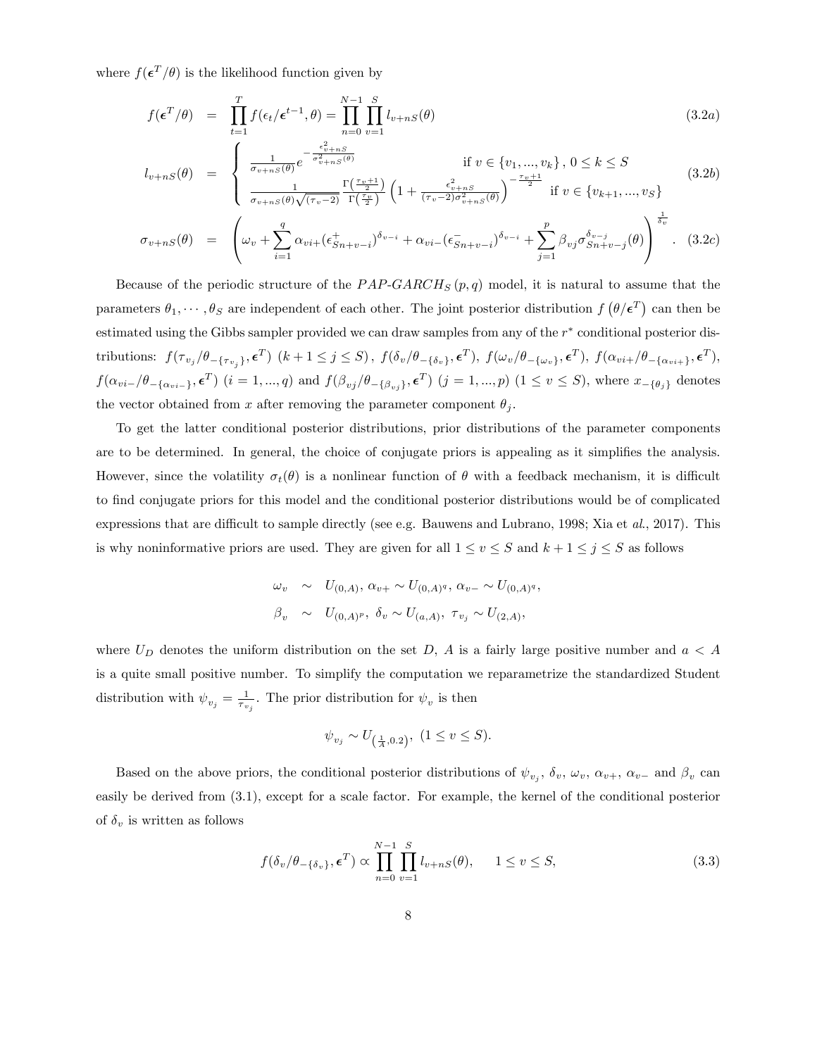where $f(\boldsymbol{\epsilon}^T/\theta)$ is the likelihood function given by

$$
\begin{aligned}
f(\boldsymbol{\epsilon}^T/\theta) &= \prod_{t=1}^{T} f(\epsilon_t/\boldsymbol{\epsilon}^{t-1},\theta) = \prod_{n=0}^{N-1}\prod_{v=1}^{S} l_{v+nS}(\theta) \qquad (3.2a)\\
l_{v+nS}(\theta) &= \begin{cases} \frac{1}{\sigma_{v+nS}(\theta)} e^{-\frac{\epsilon_{v+nS}^2}{\sigma_{v+nS}^2(\theta)}} & \text{if } v \in \{v_1,...,v_k\}, \ 0 \leq k \leq S \\ \frac{1}{\sigma_{v+nS}(\theta)\sqrt{(\tau_v - 2)}} \frac{\Gamma\left(\frac{\tau_v+1}{2}\right)}{\Gamma\left(\frac{\tau_v}{2}\right)} \left(1 + \frac{\epsilon_{v+nS}^2}{(\tau_v-2)\sigma_{v+nS}^2(\theta)}\right)^{-\frac{\tau_v+1}{2}} & \text{if } v \in \{v_{k+1},...,v_S\} \end{cases} \qquad (3.2b)\\
\sigma_{v+nS}(\theta) &= \left(\omega_v + \sum_{i=1}^{q} \alpha_{vi+}(\epsilon_{Sn+v-i}^{+})^{\delta_{v-i}} + \alpha_{vi-}(\epsilon_{Sn+v-i}^{-})^{\delta_{v-i}} + \sum_{j=1}^{p} \beta_{vj}\sigma_{Sn+v-j}^{\delta_{v-j}}(\theta)\right)^{\frac{1}{\delta_v}}. \qquad (3.2c)
\end{aligned}
$$

Because of the periodic structure of the $PAP\text{-}GARCH_S\,(p,q)$ model, it is natural to assume that the parameters $\theta_1, \cdots, \theta_S$ are independent of each other. The joint posterior distribution $f\left(\theta/\boldsymbol{\epsilon}^T\right)$ can then be estimated using the Gibbs sampler provided we can draw samples from any of the $r^*$ conditional posterior distributions: $f(\tau_{v_j}/\theta_{-\{\tau_{v_j}\}},\boldsymbol{\epsilon}^T)$ $(k+1 \leq j \leq S)$, $f(\delta_v/\theta_{-\{\delta_v\}},\boldsymbol{\epsilon}^T)$, $f(\omega_v/\theta_{-\{\omega_v\}},\boldsymbol{\epsilon}^T)$, $f(\alpha_{vi+}/\theta_{-\{\alpha_{vi+}\}},\boldsymbol{\epsilon}^T)$, $f(\alpha_{vi-}/\theta_{-\{\alpha_{vi-}\}},\boldsymbol{\epsilon}^T)$ $(i=1,...,q)$ and $f(\beta_{vj}/\theta_{-\{\beta_{vj}\}},\boldsymbol{\epsilon}^T)$ $(j=1,...,p)$ $(1 \leq v \leq S)$, where $x_{-\{\theta_j\}}$ denotes the vector obtained from $x$ after removing the parameter component $\theta_j$.

To get the latter conditional posterior distributions, prior distributions of the parameter components are to be determined. In general, the choice of conjugate priors is appealing as it simplifies the analysis. However, since the volatility $\sigma_t(\theta)$ is a nonlinear function of $\theta$ with a feedback mechanism, it is difficult to find conjugate priors for this model and the conditional posterior distributions would be of complicated expressions that are difficult to sample directly (see e.g. Bauwens and Lubrano, 1998; Xia et *al.*, 2017). This is why noninformative priors are used. They are given for all $1 \leq v \leq S$ and $k+1 \leq j \leq S$ as follows

$$
\begin{aligned}
\omega_v &\sim U_{(0,A)},\ \alpha_{v+} \sim U_{(0,A)^q},\ \alpha_{v-} \sim U_{(0,A)^q},\\
\beta_v &\sim U_{(0,A)^p},\ \delta_v \sim U_{(a,A)},\ \tau_{v_j} \sim U_{(2,A)},
\end{aligned}
$$

where $U_D$ denotes the uniform distribution on the set $D$, $A$ is a fairly large positive number and $a < A$ is a quite small positive number. To simplify the computation we reparametrize the standardized Student distribution with $\psi_{v_j} = \frac{1}{\tau_{v_j}}$. The prior distribution for $\psi_v$ is then

$$
\psi_{v_j} \sim U_{\left(\frac{1}{A},0.2\right)},\ (1 \leq v \leq S).
$$

Based on the above priors, the conditional posterior distributions of $\psi_{v_j}$, $\delta_v$, $\omega_v$, $\alpha_{v+}$, $\alpha_{v-}$ and $\beta_v$ can easily be derived from (3.1), except for a scale factor. For example, the kernel of the conditional posterior of $\delta_v$ is written as follows

$$
f(\delta_v/\theta_{-\{\delta_v\}},\boldsymbol{\epsilon}^T) \propto \prod_{n=0}^{N-1}\prod_{v=1}^{S} l_{v+nS}(\theta), \qquad 1 \leq v \leq S, \qquad (3.3)
$$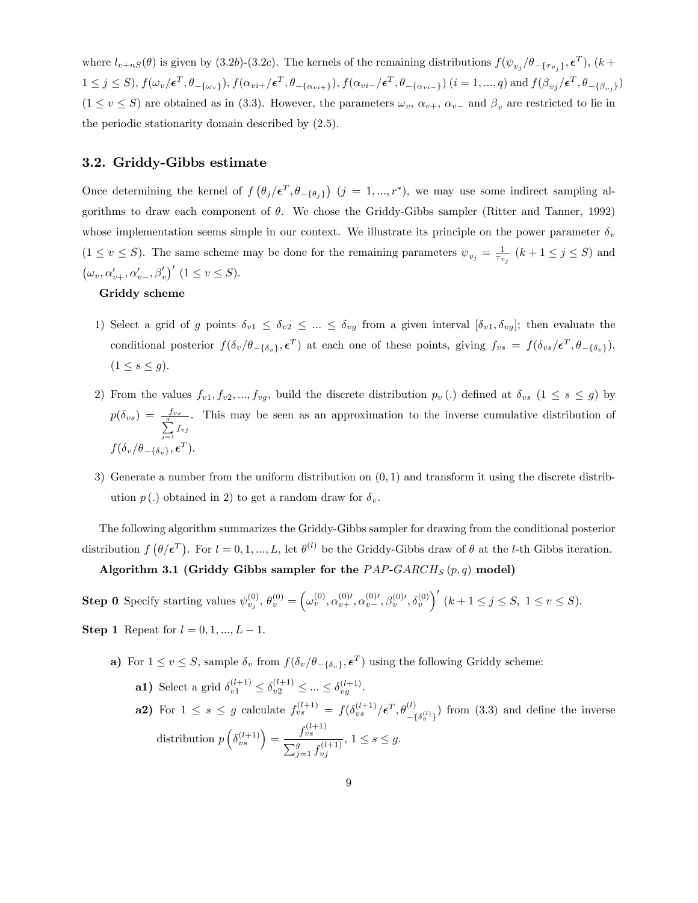where $l_{v+nS}(\theta)$ is given by (3.2*b*)-(3.2*c*). The kernels of the remaining distributions $f(\psi_{v_j}/\theta_{-\{\tau_{v_j}\}}, \boldsymbol{\epsilon}^T)$, $(k+1 \leq j \leq S)$, $f(\omega_v/\boldsymbol{\epsilon}^T, \theta_{-\{\omega_v\}})$, $f(\alpha_{vi+}/\boldsymbol{\epsilon}^T, \theta_{-\{\alpha_{vi+}\}})$, $f(\alpha_{vi-}/\boldsymbol{\epsilon}^T, \theta_{-\{\alpha_{vi-}\}})$ $(i = 1, ..., q)$ and $f(\beta_{vj}/\boldsymbol{\epsilon}^T, \theta_{-\{\beta_{vj}\}})$ $(1 \leq v \leq S)$ are obtained as in (3.3). However, the parameters $\omega_v$, $\alpha_{v+}$, $\alpha_{v-}$ and $\beta_v$ are restricted to lie in the periodic stationarity domain described by (2.5).

## 3.2. Griddy-Gibbs estimate

Once determining the kernel of $f(\theta_j/\boldsymbol{\epsilon}^T, \theta_{-\{\theta_j\}})$ $(j = 1, ..., r^*)$, we may use some indirect sampling algorithms to draw each component of $\theta$. We chose the Griddy-Gibbs sampler (Ritter and Tanner, 1992) whose implementation seems simple in our context. We illustrate its principle on the power parameter $\delta_v$ $(1 \leq v \leq S)$. The same scheme may be done for the remaining parameters $\psi_{v_j} = \frac{1}{\tau_{v_j}}$ $(k+1 \leq j \leq S)$ and $(\omega_v, \alpha'_{v+}, \alpha'_{v-}, \beta'_v)'$ $(1 \leq v \leq S)$.

**Griddy scheme**

1) Select a grid of $g$ points $\delta_{v1} \leq \delta_{v2} \leq ... \leq \delta_{vg}$ from a given interval $[\delta_{v1}, \delta_{vg}]$; then evaluate the conditional posterior $f(\delta_v/\theta_{-\{\delta_v\}}, \boldsymbol{\epsilon}^T)$ at each one of these points, giving $f_{vs} = f(\delta_{vs}/\boldsymbol{\epsilon}^T, \theta_{-\{\delta_v\}})$, $(1 \leq s \leq g)$.

2) From the values $f_{v1}, f_{v2}, ..., f_{vg}$, build the discrete distribution $p_v(.)$ defined at $\delta_{vs}$ $(1 \leq s \leq g)$ by $p(\delta_{vs}) = \frac{f_{vs}}{\sum_{j=1}^{g} f_{vj}}$. This may be seen as an approximation to the inverse cumulative distribution of $f(\delta_v/\theta_{-\{\delta_v\}}, \boldsymbol{\epsilon}^T)$.

3) Generate a number from the uniform distribution on $(0, 1)$ and transform it using the discrete distribution $p(.)$ obtained in 2) to get a random draw for $\delta_v$.

The following algorithm summarizes the Griddy-Gibbs sampler for drawing from the conditional posterior distribution $f(\theta/\boldsymbol{\epsilon}^T)$. For $l = 0, 1, ..., L$, let $\theta^{(l)}$ be the Griddy-Gibbs draw of $\theta$ at the $l$-th Gibbs iteration.

**Algorithm 3.1 (Griddy Gibbs sampler for the $PAP\text{-}GARCH_S(p, q)$ model)**

**Step 0** Specify starting values $\psi_{v_j}^{(0)}$, $\theta_v^{(0)} = \left(\omega_v^{(0)}, \alpha_{v+}^{(0)\prime}, \alpha_{v-}^{(0)\prime}, \beta_v^{(0)\prime}, \delta_v^{(0)}\right)'$ $(k+1 \leq j \leq S,\ 1 \leq v \leq S)$.

**Step 1** Repeat for $l = 0, 1, ..., L-1$.

- **a)** For $1 \leq v \leq S$, sample $\delta_v$ from $f(\delta_v/\theta_{-\{\delta_v\}}, \boldsymbol{\epsilon}^T)$ using the following Griddy scheme:
  - **a1)** Select a grid $\delta_{v1}^{(l+1)} \leq \delta_{v2}^{(l+1)} \leq ... \leq \delta_{vg}^{(l+1)}$.
  - **a2)** For $1 \leq s \leq g$ calculate $f_{vs}^{(l+1)} = f(\delta_{vs}^{(l+1)}/\boldsymbol{\epsilon}^T, \theta_{-\{\delta_v^{(l)}\}}^{(l)})$ from (3.3) and define the inverse distribution $p\left(\delta_{vs}^{(l+1)}\right) = \dfrac{f_{vs}^{(l+1)}}{\sum_{j=1}^{g} f_{vj}^{(l+1)}}$, $1 \leq s \leq g$.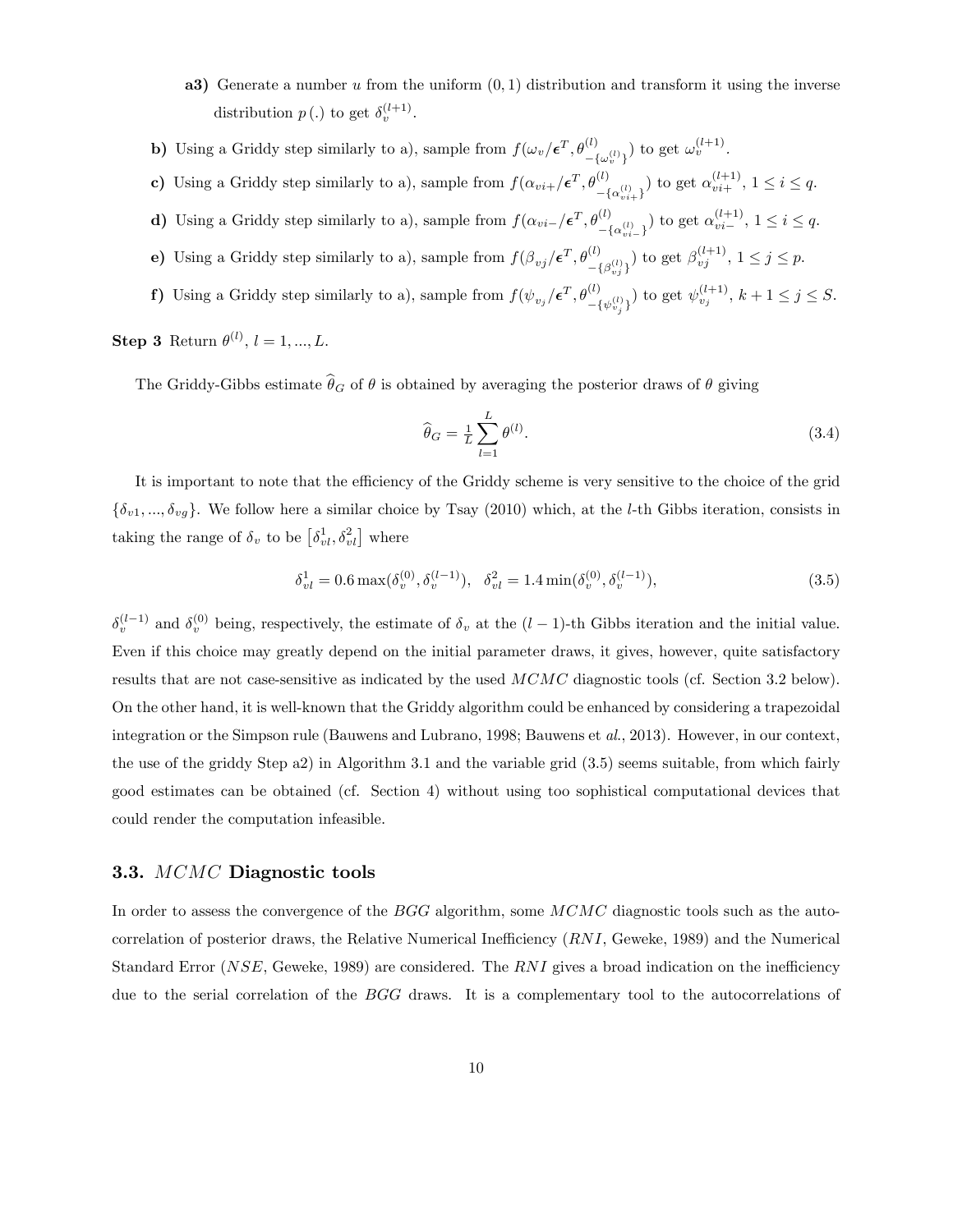**a3)** Generate a number $u$ from the uniform $(0, 1)$ distribution and transform it using the inverse distribution $p(.)$ to get $\delta_v^{(l+1)}$.

**b)** Using a Griddy step similarly to a), sample from $f(\omega_v/\boldsymbol{\epsilon}^T, \theta^{(l)}_{-\{\omega_v^{(l)}\}})$ to get $\omega_v^{(l+1)}$.

**c)** Using a Griddy step similarly to a), sample from $f(\alpha_{vi+}/\boldsymbol{\epsilon}^T, \theta^{(l)}_{-\{\alpha_{vi+}^{(l)}\}})$ to get $\alpha_{vi+}^{(l+1)}$, $1 \leq i \leq q$.

**d)** Using a Griddy step similarly to a), sample from $f(\alpha_{vi-}/\boldsymbol{\epsilon}^T, \theta^{(l)}_{-\{\alpha_{vi-}^{(l)}\}})$ to get $\alpha_{vi-}^{(l+1)}$, $1 \leq i \leq q$.

**e)** Using a Griddy step similarly to a), sample from $f(\beta_{vj}/\boldsymbol{\epsilon}^T, \theta^{(l)}_{-\{\beta_{vj}^{(l)}\}})$ to get $\beta_{vj}^{(l+1)}$, $1 \leq j \leq p$.

**f)** Using a Griddy step similarly to a), sample from $f(\psi_{v_j}/\boldsymbol{\epsilon}^T, \theta^{(l)}_{-\{\psi_{v_j}^{(l)}\}})$ to get $\psi_{v_j}^{(l+1)}$, $k+1 \leq j \leq S$.

**Step 3** Return $\theta^{(l)}$, $l = 1, ..., L$.

The Griddy-Gibbs estimate $\widehat{\theta}_G$ of $\theta$ is obtained by averaging the posterior draws of $\theta$ giving

$$\widehat{\theta}_G = \tfrac{1}{L} \sum_{l=1}^{L} \theta^{(l)}. \tag{3.4}$$

It is important to note that the efficiency of the Griddy scheme is very sensitive to the choice of the grid $\{\delta_{v1}, ..., \delta_{vg}\}$. We follow here a similar choice by Tsay (2010) which, at the $l$-th Gibbs iteration, consists in taking the range of $\delta_v$ to be $\left[\delta_{vl}^1, \delta_{vl}^2\right]$ where

$$\delta_{vl}^1 = 0.6 \max(\delta_v^{(0)}, \delta_v^{(l-1)}), \quad \delta_{vl}^2 = 1.4 \min(\delta_v^{(0)}, \delta_v^{(l-1)}), \tag{3.5}$$

$\delta_v^{(l-1)}$ and $\delta_v^{(0)}$ being, respectively, the estimate of $\delta_v$ at the $(l-1)$-th Gibbs iteration and the initial value. Even if this choice may greatly depend on the initial parameter draws, it gives, however, quite satisfactory results that are not case-sensitive as indicated by the used *MCMC* diagnostic tools (cf. Section 3.2 below). On the other hand, it is well-known that the Griddy algorithm could be enhanced by considering a trapezoidal integration or the Simpson rule (Bauwens and Lubrano, 1998; Bauwens et *al.*, 2013). However, in our context, the use of the griddy Step a2) in Algorithm 3.1 and the variable grid (3.5) seems suitable, from which fairly good estimates can be obtained (cf. Section 4) without using too sophistical computational devices that could render the computation infeasible.

### 3.3. *MCMC* Diagnostic tools

In order to assess the convergence of the *BGG* algorithm, some *MCMC* diagnostic tools such as the autocorrelation of posterior draws, the Relative Numerical Inefficiency (*RNI*, Geweke, 1989) and the Numerical Standard Error (*NSE*, Geweke, 1989) are considered. The *RNI* gives a broad indication on the inefficiency due to the serial correlation of the *BGG* draws. It is a complementary tool to the autocorrelations of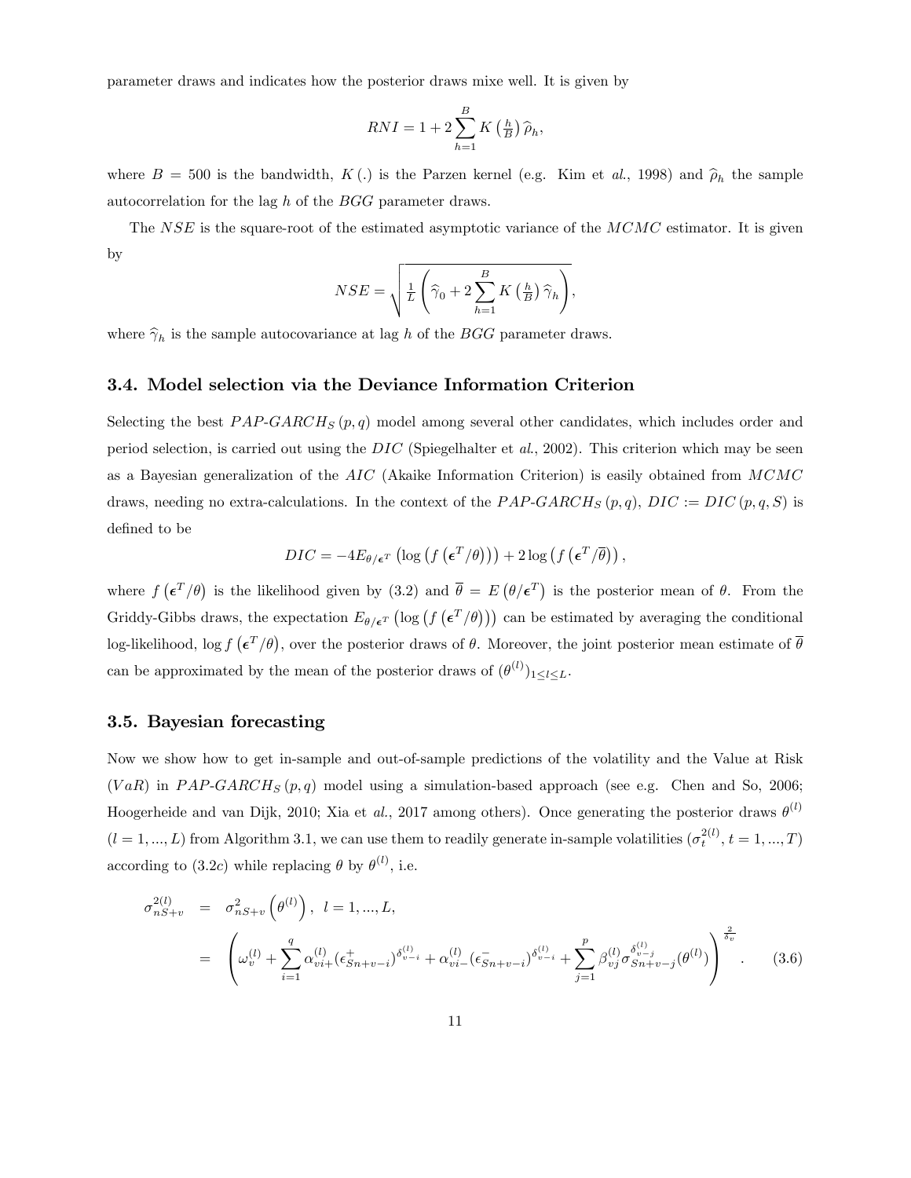parameter draws and indicates how the posterior draws mixe well. It is given by

$$RNI = 1 + 2\sum_{h=1}^{B} K\left(\tfrac{h}{B}\right)\widehat{\rho}_h,$$

where $B = 500$ is the bandwidth, $K(.)$ is the Parzen kernel (e.g. Kim et *al.*, 1998) and $\widehat{\rho}_h$ the sample autocorrelation for the lag $h$ of the $BGG$ parameter draws.

The $NSE$ is the square-root of the estimated asymptotic variance of the $MCMC$ estimator. It is given by

$$NSE = \sqrt{\tfrac{1}{L}\left(\widehat{\gamma}_0 + 2\sum_{h=1}^{B} K\left(\tfrac{h}{B}\right)\widehat{\gamma}_h\right)},$$

where $\widehat{\gamma}_h$ is the sample autocovariance at lag $h$ of the $BGG$ parameter draws.

### 3.4. Model selection via the Deviance Information Criterion

Selecting the best $PAP\text{-}GARCH_S(p,q)$ model among several other candidates, which includes order and period selection, is carried out using the $DIC$ (Spiegelhalter et *al.*, 2002). This criterion which may be seen as a Bayesian generalization of the $AIC$ (Akaike Information Criterion) is easily obtained from $MCMC$ draws, needing no extra-calculations. In the context of the $PAP\text{-}GARCH_S(p,q)$, $DIC := DIC(p,q,S)$ is defined to be

$$DIC = -4E_{\theta/\boldsymbol{\epsilon}^T}\left(\log\left(f\left(\boldsymbol{\epsilon}^T/\theta\right)\right)\right) + 2\log\left(f\left(\boldsymbol{\epsilon}^T/\overline{\theta}\right)\right),$$

where $f\left(\boldsymbol{\epsilon}^T/\theta\right)$ is the likelihood given by (3.2) and $\overline{\theta} = E\left(\theta/\boldsymbol{\epsilon}^T\right)$ is the posterior mean of $\theta$. From the Griddy-Gibbs draws, the expectation $E_{\theta/\boldsymbol{\epsilon}^T}\left(\log\left(f\left(\boldsymbol{\epsilon}^T/\theta\right)\right)\right)$ can be estimated by averaging the conditional log-likelihood, $\log f\left(\boldsymbol{\epsilon}^T/\theta\right)$, over the posterior draws of $\theta$. Moreover, the joint posterior mean estimate of $\overline{\theta}$ can be approximated by the mean of the posterior draws of $(\theta^{(l)})_{1\leq l\leq L}$.

### 3.5. Bayesian forecasting

Now we show how to get in-sample and out-of-sample predictions of the volatility and the Value at Risk ($VaR$) in $PAP\text{-}GARCH_S(p,q)$ model using a simulation-based approach (see e.g. Chen and So, 2006; Hoogerheide and van Dijk, 2010; Xia et *al.*, 2017 among others). Once generating the posterior draws $\theta^{(l)}$ ($l = 1,...,L$) from Algorithm 3.1, we can use them to readily generate in-sample volatilities ($\sigma_t^{2(l)}$, $t = 1,...,T$) according to (3.2c) while replacing $\theta$ by $\theta^{(l)}$, i.e.

$$\begin{aligned}
\sigma_{nS+v}^{2(l)} &= \sigma_{nS+v}^{2}\left(\theta^{(l)}\right), \quad l = 1,...,L, \\
&= \left(\omega_v^{(l)} + \sum_{i=1}^{q}\alpha_{vi+}^{(l)}(\epsilon_{Sn+v-i}^{+})^{\delta_{v-i}^{(l)}} + \alpha_{vi-}^{(l)}(\epsilon_{Sn+v-i}^{-})^{\delta_{v-i}^{(l)}} + \sum_{j=1}^{p}\beta_{vj}^{(l)}\sigma_{Sn+v-j}^{\delta_{v-j}^{(l)}}(\theta^{(l)})\right)^{\frac{2}{\delta_v}}.
\end{aligned} \tag{3.6}$$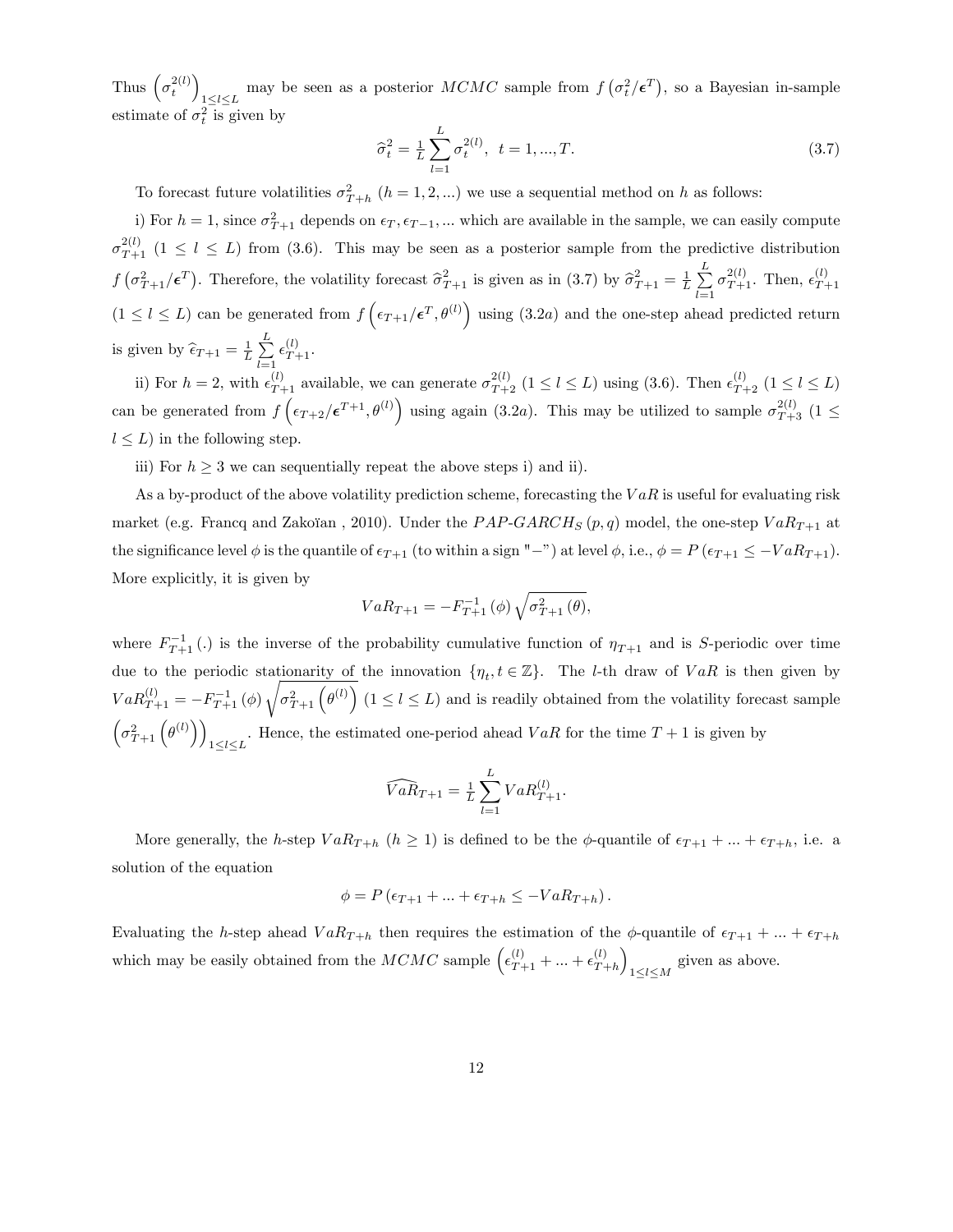Thus $\left(\sigma_t^{2(l)}\right)_{1\leq l\leq L}$ may be seen as a posterior *MCMC* sample from $f\left(\sigma_t^2/\boldsymbol{\epsilon}^T\right)$, so a Bayesian in-sample estimate of $\sigma_t^2$ is given by

$$\widehat{\sigma}_t^2 = \tfrac{1}{L}\sum_{l=1}^{L}\sigma_t^{2(l)}, \ \ t=1,...,T. \tag{3.7}$$

To forecast future volatilities $\sigma_{T+h}^2$ $(h=1,2,...)$ we use a sequential method on $h$ as follows:

i) For $h=1$, since $\sigma_{T+1}^2$ depends on $\epsilon_T, \epsilon_{T-1}, ...$ which are available in the sample, we can easily compute $\sigma_{T+1}^{2(l)}$ $(1\leq l\leq L)$ from (3.6). This may be seen as a posterior sample from the predictive distribution $f\left(\sigma_{T+1}^2/\boldsymbol{\epsilon}^T\right)$. Therefore, the volatility forecast $\widehat{\sigma}_{T+1}^2$ is given as in (3.7) by $\widehat{\sigma}_{T+1}^2 = \frac{1}{L}\sum\limits_{l=1}^{L}\sigma_{T+1}^{2(l)}$. Then, $\epsilon_{T+1}^{(l)}$ $(1\leq l\leq L)$ can be generated from $f\left(\epsilon_{T+1}/\boldsymbol{\epsilon}^T, \theta^{(l)}\right)$ using $(3.2a)$ and the one-step ahead predicted return is given by $\widehat{\epsilon}_{T+1} = \frac{1}{L}\sum\limits_{l=1}^{L}\epsilon_{T+1}^{(l)}$.

ii) For $h=2$, with $\epsilon_{T+1}^{(l)}$ available, we can generate $\sigma_{T+2}^{2(l)}$ $(1\leq l\leq L)$ using (3.6). Then $\epsilon_{T+2}^{(l)}$ $(1\leq l\leq L)$ can be generated from $f\left(\epsilon_{T+2}/\boldsymbol{\epsilon}^{T+1}, \theta^{(l)}\right)$ using again $(3.2a)$. This may be utilized to sample $\sigma_{T+3}^{2(l)}$ $(1\leq l\leq L)$ in the following step.

iii) For $h\geq 3$ we can sequentially repeat the above steps i) and ii).

As a by-product of the above volatility prediction scheme, forecasting the $VaR$ is useful for evaluating risk market (e.g. Francq and Zakoïan , 2010). Under the *PAP-GARCH*$_S(p,q)$ model, the one-step $VaR_{T+1}$ at the significance level $\phi$ is the quantile of $\epsilon_{T+1}$ (to within a sign "$-$") at level $\phi$, i.e., $\phi = P\left(\epsilon_{T+1}\leq -VaR_{T+1}\right)$. More explicitly, it is given by

$$VaR_{T+1} = -F_{T+1}^{-1}(\phi)\sqrt{\sigma_{T+1}^2(\theta)},$$

where $F_{T+1}^{-1}(.)$ is the inverse of the probability cumulative function of $\eta_{T+1}$ and is $S$-periodic over time due to the periodic stationarity of the innovation $\{\eta_t, t\in\mathbb{Z}\}$. The $l$-th draw of $VaR$ is then given by $VaR_{T+1}^{(l)} = -F_{T+1}^{-1}(\phi)\sqrt{\sigma_{T+1}^2\left(\theta^{(l)}\right)}$ $(1\leq l\leq L)$ and is readily obtained from the volatility forecast sample $\left(\sigma_{T+1}^2\left(\theta^{(l)}\right)\right)_{1\leq l\leq L}$. Hence, the estimated one-period ahead $VaR$ for the time $T+1$ is given by

$$\widehat{VaR}_{T+1} = \tfrac{1}{L}\sum_{l=1}^{L}VaR_{T+1}^{(l)}.$$

More generally, the $h$-step $VaR_{T+h}$ $(h\geq 1)$ is defined to be the $\phi$-quantile of $\epsilon_{T+1}+...+\epsilon_{T+h}$, i.e. a solution of the equation

$$\phi = P\left(\epsilon_{T+1}+...+\epsilon_{T+h}\leq -VaR_{T+h}\right).$$

Evaluating the $h$-step ahead $VaR_{T+h}$ then requires the estimation of the $\phi$-quantile of $\epsilon_{T+1}+...+\epsilon_{T+h}$ which may be easily obtained from the *MCMC* sample $\left(\epsilon_{T+1}^{(l)}+...+\epsilon_{T+h}^{(l)}\right)_{1\leq l\leq M}$ given as above.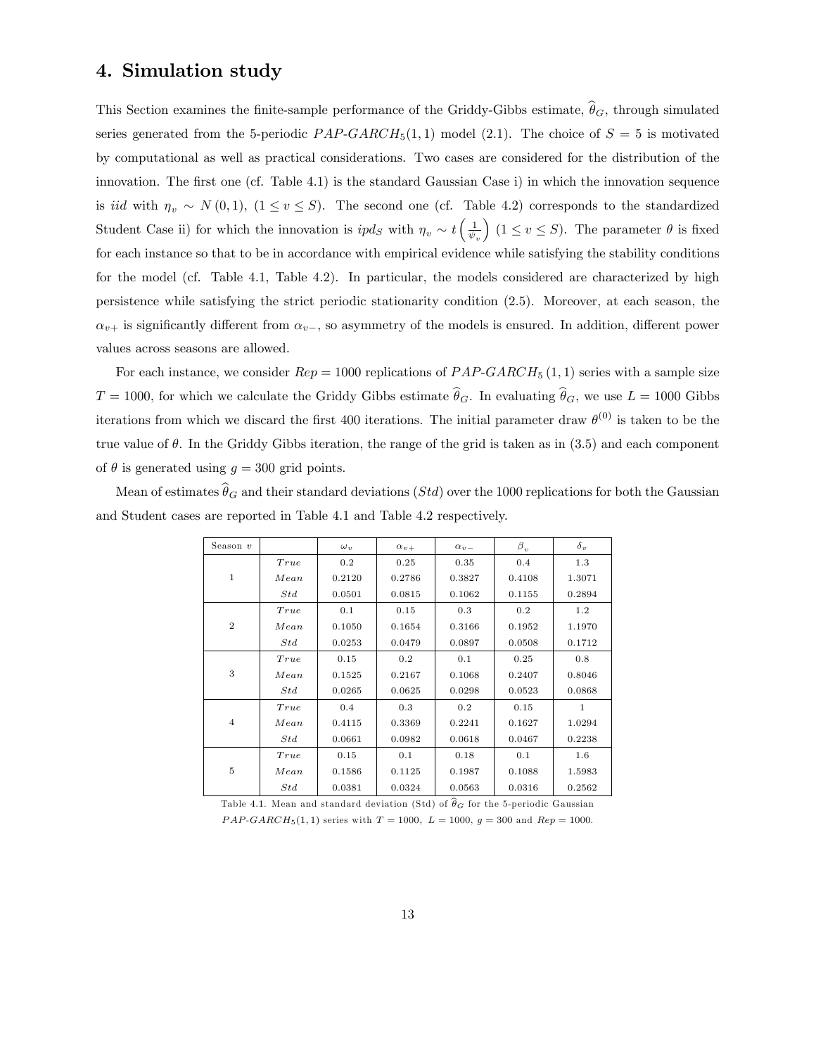## 4. Simulation study

This Section examines the finite-sample performance of the Griddy-Gibbs estimate, $\widehat{\theta}_G$, through simulated series generated from the 5-periodic $PAP\text{-}GARCH_5(1,1)$ model (2.1). The choice of $S = 5$ is motivated by computational as well as practical considerations. Two cases are considered for the distribution of the innovation. The first one (cf. Table 4.1) is the standard Gaussian Case i) in which the innovation sequence is $iid$ with $\eta_v \sim N(0,1)$, $(1 \leq v \leq S)$. The second one (cf. Table 4.2) corresponds to the standardized Student Case ii) for which the innovation is $ipd_S$ with $\eta_v \sim t\left(\frac{1}{\psi_v}\right)$ $(1 \leq v \leq S)$. The parameter $\theta$ is fixed for each instance so that to be in accordance with empirical evidence while satisfying the stability conditions for the model (cf. Table 4.1, Table 4.2). In particular, the models considered are characterized by high persistence while satisfying the strict periodic stationarity condition (2.5). Moreover, at each season, the $\alpha_{v+}$ is significantly different from $\alpha_{v-}$, so asymmetry of the models is ensured. In addition, different power values across seasons are allowed.

For each instance, we consider $Rep = 1000$ replications of $PAP\text{-}GARCH_5(1,1)$ series with a sample size $T = 1000$, for which we calculate the Griddy Gibbs estimate $\widehat{\theta}_G$. In evaluating $\widehat{\theta}_G$, we use $L = 1000$ Gibbs iterations from which we discard the first 400 iterations. The initial parameter draw $\theta^{(0)}$ is taken to be the true value of $\theta$. In the Griddy Gibbs iteration, the range of the grid is taken as in (3.5) and each component of $\theta$ is generated using $g = 300$ grid points.

Mean of estimates $\widehat{\theta}_G$ and their standard deviations ($Std$) over the 1000 replications for both the Gaussian and Student cases are reported in Table 4.1 and Table 4.2 respectively.

| Season $v$ | | $\omega_v$ | $\alpha_{v+}$ | $\alpha_{v-}$ | $\beta_v$ | $\delta_v$ |
|---|---|---|---|---|---|---|
| 1 | $True$ | 0.2 | 0.25 | 0.35 | 0.4 | 1.3 |
| | $Mean$ | 0.2120 | 0.2786 | 0.3827 | 0.4108 | 1.3071 |
| | $Std$ | 0.0501 | 0.0815 | 0.1062 | 0.1155 | 0.2894 |
| 2 | $True$ | 0.1 | 0.15 | 0.3 | 0.2 | 1.2 |
| | $Mean$ | 0.1050 | 0.1654 | 0.3166 | 0.1952 | 1.1970 |
| | $Std$ | 0.0253 | 0.0479 | 0.0897 | 0.0508 | 0.1712 |
| 3 | $True$ | 0.15 | 0.2 | 0.1 | 0.25 | 0.8 |
| | $Mean$ | 0.1525 | 0.2167 | 0.1068 | 0.2407 | 0.8046 |
| | $Std$ | 0.0265 | 0.0625 | 0.0298 | 0.0523 | 0.0868 |
| 4 | $True$ | 0.4 | 0.3 | 0.2 | 0.15 | 1 |
| | $Mean$ | 0.4115 | 0.3369 | 0.2241 | 0.1627 | 1.0294 |
| | $Std$ | 0.0661 | 0.0982 | 0.0618 | 0.0467 | 0.2238 |
| 5 | $True$ | 0.15 | 0.1 | 0.18 | 0.1 | 1.6 |
| | $Mean$ | 0.1586 | 0.1125 | 0.1987 | 0.1088 | 1.5983 |
| | $Std$ | 0.0381 | 0.0324 | 0.0563 | 0.0316 | 0.2562 |

Table 4.1. Mean and standard deviation (Std) of $\widehat{\theta}_G$ for the 5-periodic Gaussian $PAP\text{-}GARCH_5(1,1)$ series with $T = 1000$, $L = 1000$, $g = 300$ and $Rep = 1000$.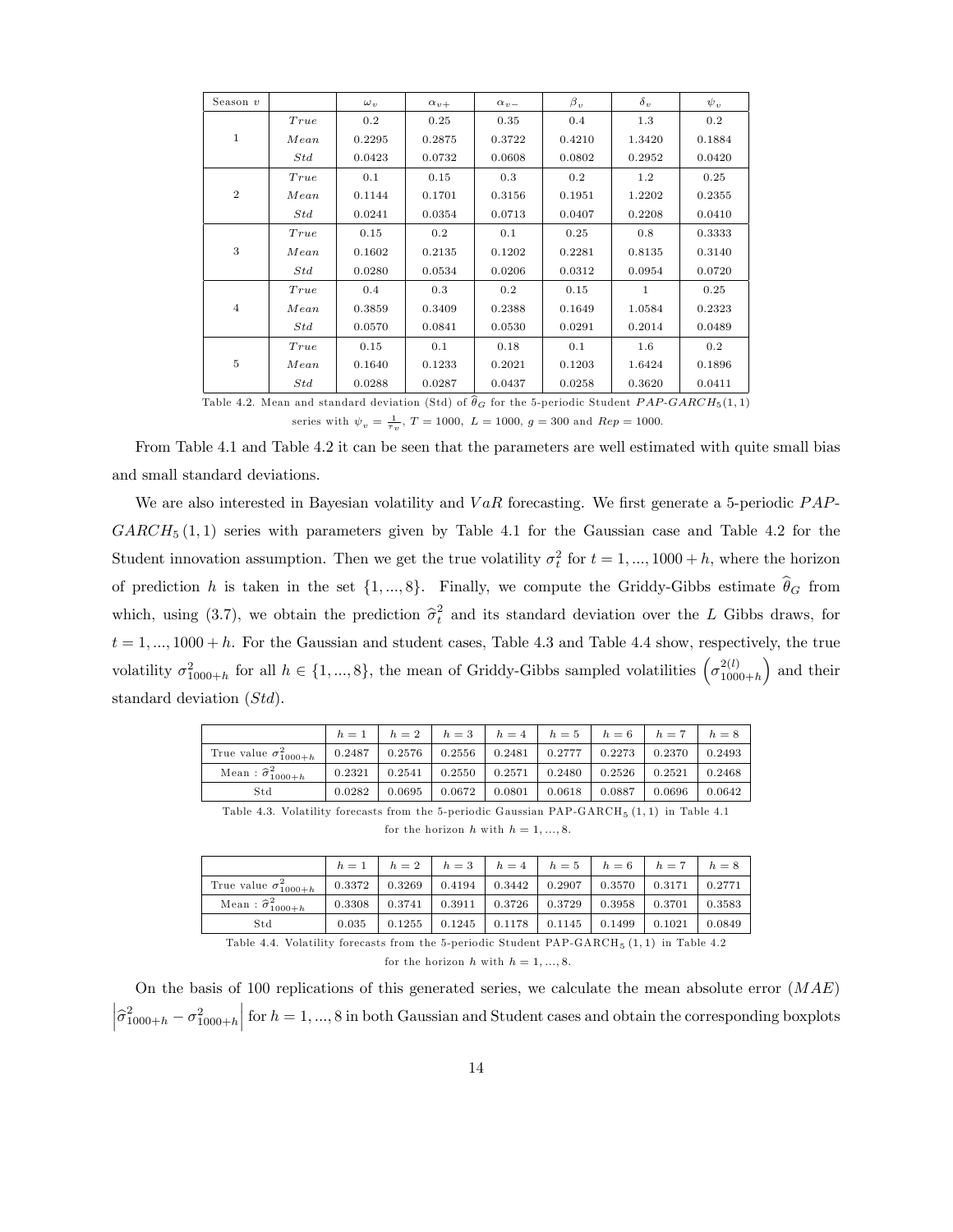| Season $v$ | | $\omega_v$ | $\alpha_{v+}$ | $\alpha_{v-}$ | $\beta_v$ | $\delta_v$ | $\psi_v$ |
|---|---|---|---|---|---|---|---|
| 1 | $True$ | 0.2 | 0.25 | 0.35 | 0.4 | 1.3 | 0.2 |
| | $Mean$ | 0.2295 | 0.2875 | 0.3722 | 0.4210 | 1.3420 | 0.1884 |
| | $Std$ | 0.0423 | 0.0732 | 0.0608 | 0.0802 | 0.2952 | 0.0420 |
| 2 | $True$ | 0.1 | 0.15 | 0.3 | 0.2 | 1.2 | 0.25 |
| | $Mean$ | 0.1144 | 0.1701 | 0.3156 | 0.1951 | 1.2202 | 0.2355 |
| | $Std$ | 0.0241 | 0.0354 | 0.0713 | 0.0407 | 0.2208 | 0.0410 |
| 3 | $True$ | 0.15 | 0.2 | 0.1 | 0.25 | 0.8 | 0.3333 |
| | $Mean$ | 0.1602 | 0.2135 | 0.1202 | 0.2281 | 0.8135 | 0.3140 |
| | $Std$ | 0.0280 | 0.0534 | 0.0206 | 0.0312 | 0.0954 | 0.0720 |
| 4 | $True$ | 0.4 | 0.3 | 0.2 | 0.15 | 1 | 0.25 |
| | $Mean$ | 0.3859 | 0.3409 | 0.2388 | 0.1649 | 1.0584 | 0.2323 |
| | $Std$ | 0.0570 | 0.0841 | 0.0530 | 0.0291 | 0.2014 | 0.0489 |
| 5 | $True$ | 0.15 | 0.1 | 0.18 | 0.1 | 1.6 | 0.2 |
| | $Mean$ | 0.1640 | 0.1233 | 0.2021 | 0.1203 | 1.6424 | 0.1896 |
| | $Std$ | 0.0288 | 0.0287 | 0.0437 | 0.0258 | 0.3620 | 0.0411 |

Table 4.2. Mean and standard deviation (Std) of $\widehat{\theta}_G$ for the 5-periodic Student $PAP\text{-}GARCH_5(1,1)$ series with $\psi_v = \frac{1}{\tau_v}$, $T = 1000$, $L = 1000$, $g = 300$ and $Rep = 1000$.

From Table 4.1 and Table 4.2 it can be seen that the parameters are well estimated with quite small bias and small standard deviations.

We are also interested in Bayesian volatility and $VaR$ forecasting. We first generate a 5-periodic $PAP\text{-}GARCH_5(1,1)$ series with parameters given by Table 4.1 for the Gaussian case and Table 4.2 for the Student innovation assumption. Then we get the true volatility $\sigma_t^2$ for $t = 1, ..., 1000 + h$, where the horizon of prediction $h$ is taken in the set $\{1, ..., 8\}$. Finally, we compute the Griddy-Gibbs estimate $\widehat{\theta}_G$ from which, using (3.7), we obtain the prediction $\widehat{\sigma}_t^2$ and its standard deviation over the $L$ Gibbs draws, for $t = 1, ..., 1000 + h$. For the Gaussian and student cases, Table 4.3 and Table 4.4 show, respectively, the true volatility $\sigma_{1000+h}^2$ for all $h \in \{1, ..., 8\}$, the mean of Griddy-Gibbs sampled volatilities $\left(\sigma_{1000+h}^{2(l)}\right)$ and their standard deviation ($Std$).

| | $h=1$ | $h=2$ | $h=3$ | $h=4$ | $h=5$ | $h=6$ | $h=7$ | $h=8$ |
|---|---|---|---|---|---|---|---|---|
| True value $\sigma_{1000+h}^2$ | 0.2487 | 0.2576 | 0.2556 | 0.2481 | 0.2777 | 0.2273 | 0.2370 | 0.2493 |
| Mean : $\widehat{\sigma}_{1000+h}^2$ | 0.2321 | 0.2541 | 0.2550 | 0.2571 | 0.2480 | 0.2526 | 0.2521 | 0.2468 |
| Std | 0.0282 | 0.0695 | 0.0672 | 0.0801 | 0.0618 | 0.0887 | 0.0696 | 0.0642 |

Table 4.3. Volatility forecasts from the 5-periodic Gaussian PAP-GARCH$_5(1,1)$ in Table 4.1 for the horizon $h$ with $h = 1, ..., 8$.

| | $h=1$ | $h=2$ | $h=3$ | $h=4$ | $h=5$ | $h=6$ | $h=7$ | $h=8$ |
|---|---|---|---|---|---|---|---|---|
| True value $\sigma_{1000+h}^2$ | 0.3372 | 0.3269 | 0.4194 | 0.3442 | 0.2907 | 0.3570 | 0.3171 | 0.2771 |
| Mean : $\widehat{\sigma}_{1000+h}^2$ | 0.3308 | 0.3741 | 0.3911 | 0.3726 | 0.3729 | 0.3958 | 0.3701 | 0.3583 |
| Std | 0.035 | 0.1255 | 0.1245 | 0.1178 | 0.1145 | 0.1499 | 0.1021 | 0.0849 |

Table 4.4. Volatility forecasts from the 5-periodic Student PAP-GARCH$_5(1,1)$ in Table 4.2 for the horizon $h$ with $h = 1, ..., 8$.

On the basis of 100 replications of this generated series, we calculate the mean absolute error ($MAE$) $\left|\widehat{\sigma}_{1000+h}^2 - \sigma_{1000+h}^2\right|$ for $h = 1, ..., 8$ in both Gaussian and Student cases and obtain the corresponding boxplots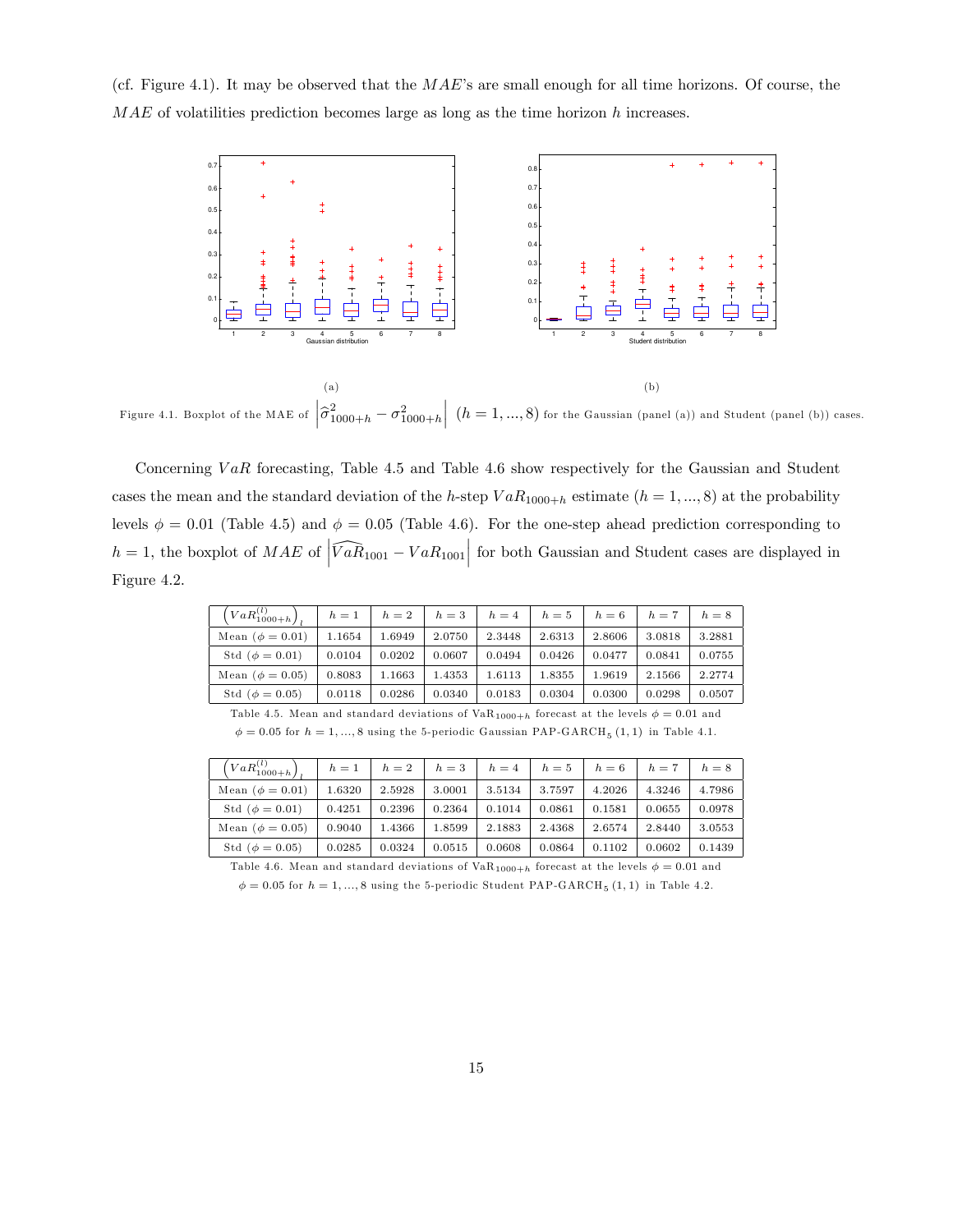(cf. Figure 4.1). It may be observed that the $MAE$'s are small enough for all time horizons. Of course, the $MAE$ of volatilities prediction becomes large as long as the time horizon $h$ increases.

(a)

(b)

Figure 4.1. Boxplot of the MAE of $\left|\widehat{\sigma}^2_{1000+h} - \sigma^2_{1000+h}\right|$ $(h = 1, ..., 8)$ for the Gaussian (panel (a)) and Student (panel (b)) cases.

Concerning $VaR$ forecasting, Table 4.5 and Table 4.6 show respectively for the Gaussian and Student cases the mean and the standard deviation of the $h$-step $VaR_{1000+h}$ estimate $(h = 1, ..., 8)$ at the probability levels $\phi = 0.01$ (Table 4.5) and $\phi = 0.05$ (Table 4.6). For the one-step ahead prediction corresponding to $h = 1$, the boxplot of $MAE$ of $\left|\widehat{VaR}_{1001} - VaR_{1001}\right|$ for both Gaussian and Student cases are displayed in Figure 4.2.

| $\left(VaR^{(l)}_{1000+h}\right)_l$ | $h=1$ | $h=2$ | $h=3$ | $h=4$ | $h=5$ | $h=6$ | $h=7$ | $h=8$ |
|---|---|---|---|---|---|---|---|---|
| Mean ($\phi = 0.01$) | 1.1654 | 1.6949 | 2.0750 | 2.3448 | 2.6313 | 2.8606 | 3.0818 | 3.2881 |
| Std ($\phi = 0.01$) | 0.0104 | 0.0202 | 0.0607 | 0.0494 | 0.0426 | 0.0477 | 0.0841 | 0.0755 |
| Mean ($\phi = 0.05$) | 0.8083 | 1.1663 | 1.4353 | 1.6113 | 1.8355 | 1.9619 | 2.1566 | 2.2774 |
| Std ($\phi = 0.05$) | 0.0118 | 0.0286 | 0.0340 | 0.0183 | 0.0304 | 0.0300 | 0.0298 | 0.0507 |

Table 4.5. Mean and standard deviations of $\text{VaR}_{1000+h}$ forecast at the levels $\phi = 0.01$ and $\phi = 0.05$ for $h = 1, ..., 8$ using the 5-periodic Gaussian PAP-GARCH$_5(1,1)$ in Table 4.1.

| $\left(VaR^{(l)}_{1000+h}\right)_l$ | $h=1$ | $h=2$ | $h=3$ | $h=4$ | $h=5$ | $h=6$ | $h=7$ | $h=8$ |
|---|---|---|---|---|---|---|---|---|
| Mean ($\phi = 0.01$) | 1.6320 | 2.5928 | 3.0001 | 3.5134 | 3.7597 | 4.2026 | 4.3246 | 4.7986 |
| Std ($\phi = 0.01$) | 0.4251 | 0.2396 | 0.2364 | 0.1014 | 0.0861 | 0.1581 | 0.0655 | 0.0978 |
| Mean ($\phi = 0.05$) | 0.9040 | 1.4366 | 1.8599 | 2.1883 | 2.4368 | 2.6574 | 2.8440 | 3.0553 |
| Std ($\phi = 0.05$) | 0.0285 | 0.0324 | 0.0515 | 0.0608 | 0.0864 | 0.1102 | 0.0602 | 0.1439 |

Table 4.6. Mean and standard deviations of $\text{VaR}_{1000+h}$ forecast at the levels $\phi = 0.01$ and $\phi = 0.05$ for $h = 1, ..., 8$ using the 5-periodic Student PAP-GARCH$_5(1,1)$ in Table 4.2.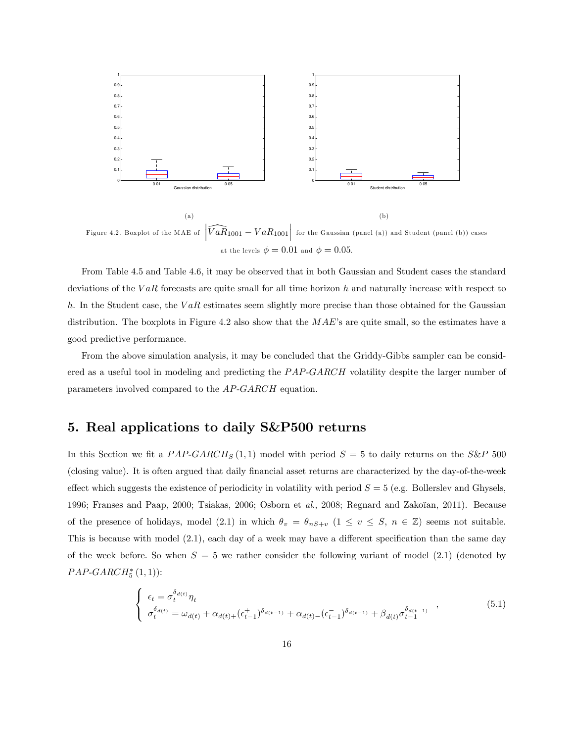(a)

(b)

Figure 4.2. Boxplot of the MAE of $\left|\widehat{VaR}_{1001} - VaR_{1001}\right|$ for the Gaussian (panel (a)) and Student (panel (b)) cases at the levels $\phi = 0.01$ and $\phi = 0.05$.

From Table 4.5 and Table 4.6, it may be observed that in both Gaussian and Student cases the standard deviations of the $VaR$ forecasts are quite small for all time horizon $h$ and naturally increase with respect to $h$. In the Student case, the $VaR$ estimates seem slightly more precise than those obtained for the Gaussian distribution. The boxplots in Figure 4.2 also show that the $MAE$'s are quite small, so the estimates have a good predictive performance.

From the above simulation analysis, it may be concluded that the Griddy-Gibbs sampler can be considered as a useful tool in modeling and predicting the $PAP\text{-}GARCH$ volatility despite the larger number of parameters involved compared to the $AP\text{-}GARCH$ equation.

# 5. Real applications to daily S&P500 returns

In this Section we fit a $PAP\text{-}GARCH_S(1,1)$ model with period $S = 5$ to daily returns on the $S\&P$ 500 (closing value). It is often argued that daily financial asset returns are characterized by the day-of-the-week effect which suggests the existence of periodicity in volatility with period $S = 5$ (e.g. Bollerslev and Ghysels, 1996; Franses and Paap, 2000; Tsiakas, 2006; Osborn et *al.*, 2008; Regnard and Zakoïan, 2011). Because of the presence of holidays, model (2.1) in which $\theta_v = \theta_{nS+v}$ ($1 \leq v \leq S$, $n \in \mathbb{Z}$) seems not suitable. This is because with model (2.1), each day of a week may have a different specification than the same day of the week before. So when $S = 5$ we rather consider the following variant of model (2.1) (denoted by $PAP\text{-}GARCH_5^*(1,1)$):

$$
\begin{cases}
\epsilon_t = \sigma_t^{\delta_{d(t)}} \eta_t \\
\sigma_t^{\delta_{d(t)}} = \omega_{d(t)} + \alpha_{d(t)+} (\epsilon_{t-1}^{+})^{\delta_{d(t-1)}} + \alpha_{d(t)-} (\epsilon_{t-1}^{-})^{\delta_{d(t-1)}} + \beta_{d(t)} \sigma_{t-1}^{\delta_{d(t-1)}}
\end{cases}, \tag{5.1}
$$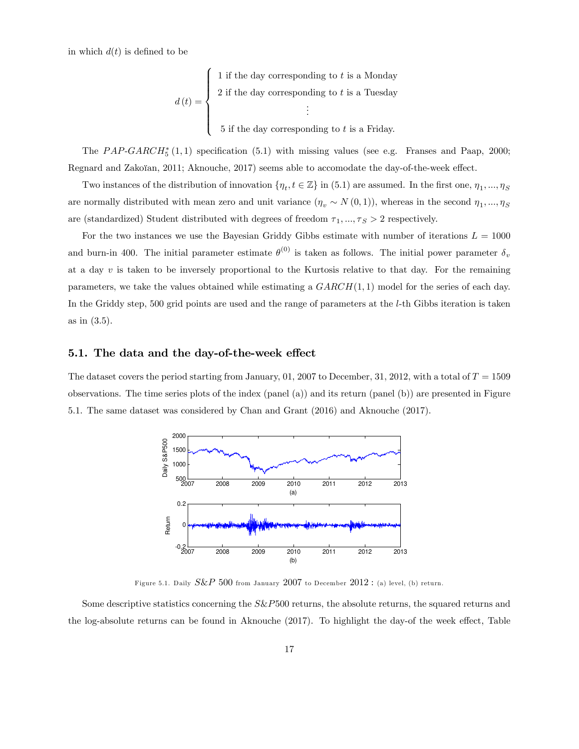in which $d(t)$ is defined to be

$$
d(t) = \begin{cases} 1 \text{ if the day corresponding to } t \text{ is a Monday} \\ 2 \text{ if the day corresponding to } t \text{ is a Tuesday} \\ \vdots \\ 5 \text{ if the day corresponding to } t \text{ is a Friday.} \end{cases}
$$

The $PAP\text{-}GARCH_5^*(1,1)$ specification (5.1) with missing values (see e.g. Franses and Paap, 2000; Regnard and Zakoïan, 2011; Aknouche, 2017) seems able to accomodate the day-of-the-week effect.

Two instances of the distribution of innovation $\{\eta_t, t \in \mathbb{Z}\}$ in (5.1) are assumed. In the first one, $\eta_1, ..., \eta_S$ are normally distributed with mean zero and unit variance ($\eta_v \sim N(0,1)$), whereas in the second $\eta_1, ..., \eta_S$ are (standardized) Student distributed with degrees of freedom $\tau_1, ..., \tau_S > 2$ respectively.

For the two instances we use the Bayesian Griddy Gibbs estimate with number of iterations $L = 1000$ and burn-in 400. The initial parameter estimate $\theta^{(0)}$ is taken as follows. The initial power parameter $\delta_v$ at a day $v$ is taken to be inversely proportional to the Kurtosis relative to that day. For the remaining parameters, we take the values obtained while estimating a $GARCH(1,1)$ model for the series of each day. In the Griddy step, 500 grid points are used and the range of parameters at the $l$-th Gibbs iteration is taken as in (3.5).

## 5.1. The data and the day-of-the-week effect

The dataset covers the period starting from January, 01, 2007 to December, 31, 2012, with a total of $T = 1509$ observations. The time series plots of the index (panel (a)) and its return (panel (b)) are presented in Figure 5.1. The same dataset was considered by Chan and Grant (2016) and Aknouche (2017).

Figure 5.1. Daily $S\&P$ 500 from January 2007 to December 2012 : (a) level, (b) return.

Some descriptive statistics concerning the $S\&P500$ returns, the absolute returns, the squared returns and the log-absolute returns can be found in Aknouche (2017). To highlight the day-of the week effect, Table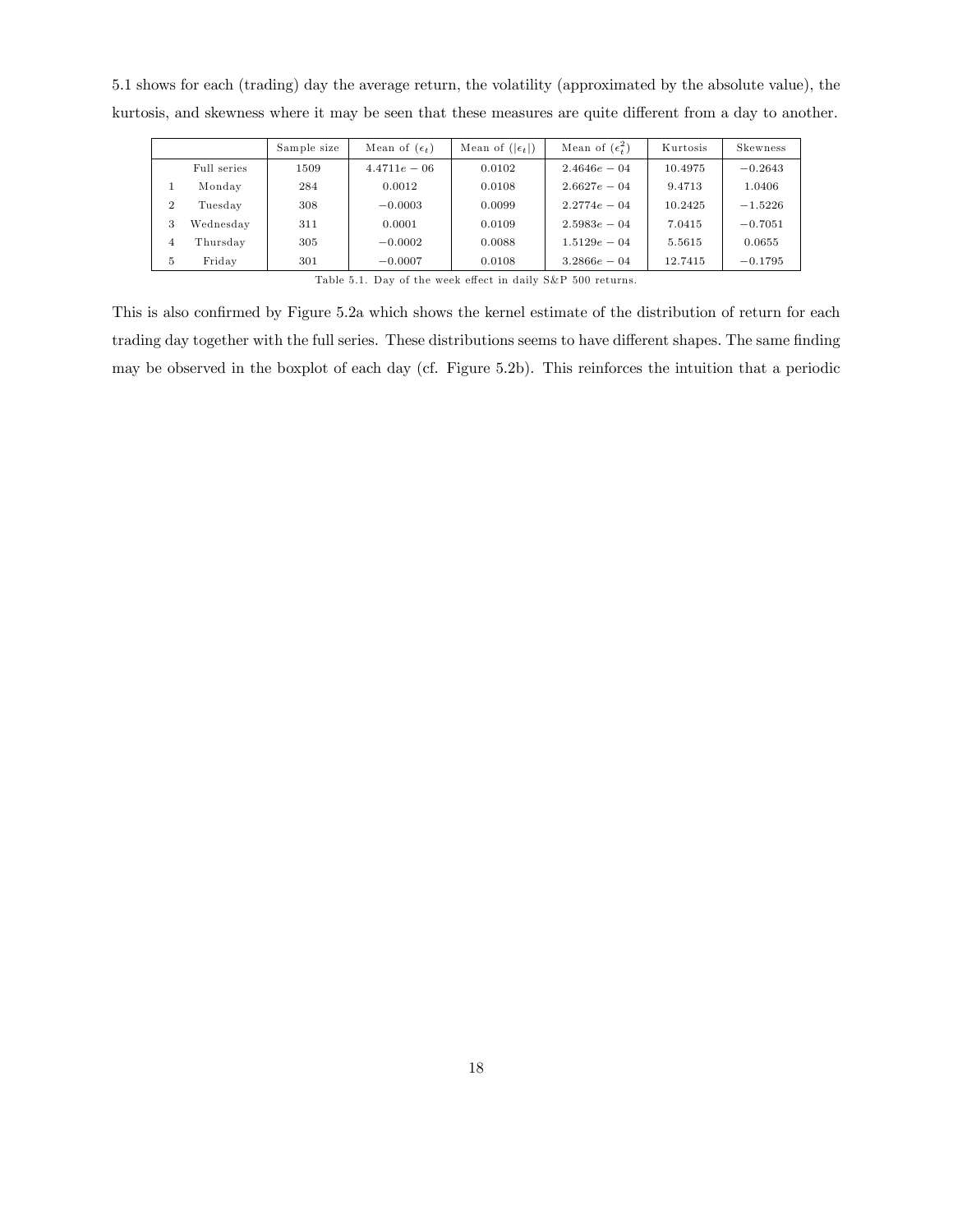5.1 shows for each (trading) day the average return, the volatility (approximated by the absolute value), the kurtosis, and skewness where it may be seen that these measures are quite different from a day to another.

| | | Sample size | Mean of $(\epsilon_t)$ | Mean of $(\|\epsilon_t\|)$ | Mean of $(\epsilon_t^2)$ | Kurtosis | Skewness |
|---|---|---|---|---|---|---|---|
| | Full series | 1509 | $4.4711e-06$ | 0.0102 | $2.4646e-04$ | 10.4975 | $-0.2643$ |
| 1 | Monday | 284 | 0.0012 | 0.0108 | $2.6627e-04$ | 9.4713 | 1.0406 |
| 2 | Tuesday | 308 | $-0.0003$ | 0.0099 | $2.2774e-04$ | 10.2425 | $-1.5226$ |
| 3 | Wednesday | 311 | 0.0001 | 0.0109 | $2.5983e-04$ | 7.0415 | $-0.7051$ |
| 4 | Thursday | 305 | $-0.0002$ | 0.0088 | $1.5129e-04$ | 5.5615 | 0.0655 |
| 5 | Friday | 301 | $-0.0007$ | 0.0108 | $3.2866e-04$ | 12.7415 | $-0.1795$ |

Table 5.1. Day of the week effect in daily S&P 500 returns.

This is also confirmed by Figure 5.2a which shows the kernel estimate of the distribution of return for each trading day together with the full series. These distributions seems to have different shapes. The same finding may be observed in the boxplot of each day (cf. Figure 5.2b). This reinforces the intuition that a periodic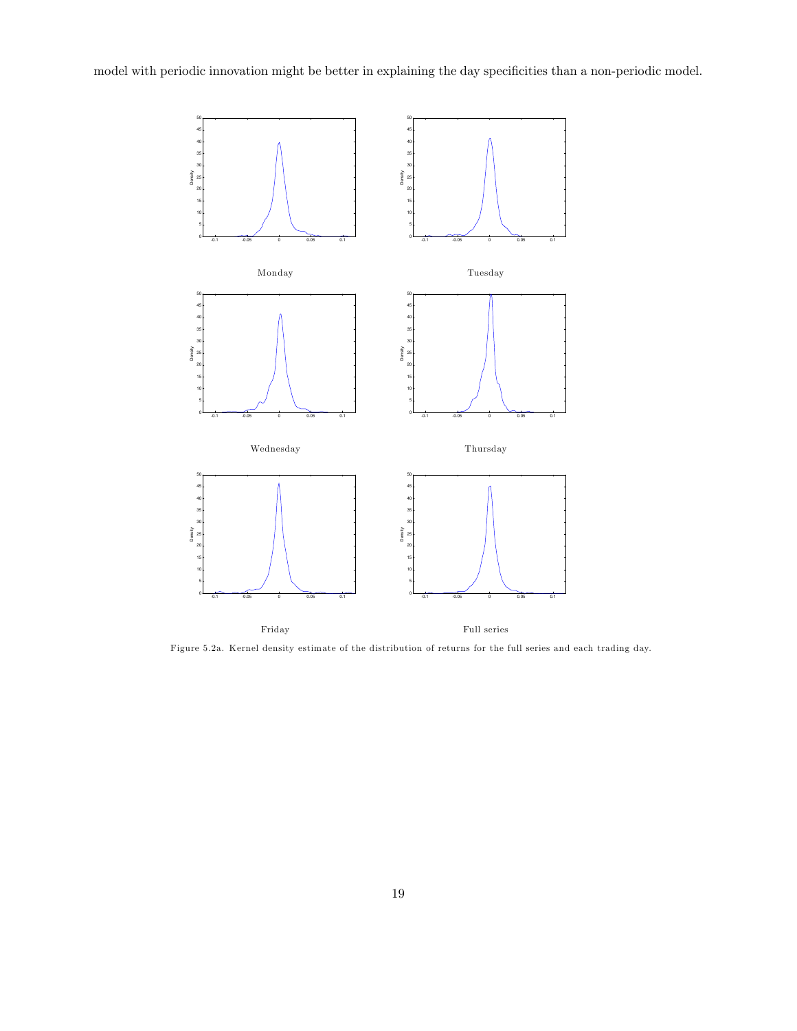model with periodic innovation might be better in explaining the day specificities than a non-periodic model.

Monday

Tuesday

Wednesday

Thursday

Friday

Full series

Figure 5.2a. Kernel density estimate of the distribution of returns for the full series and each trading day.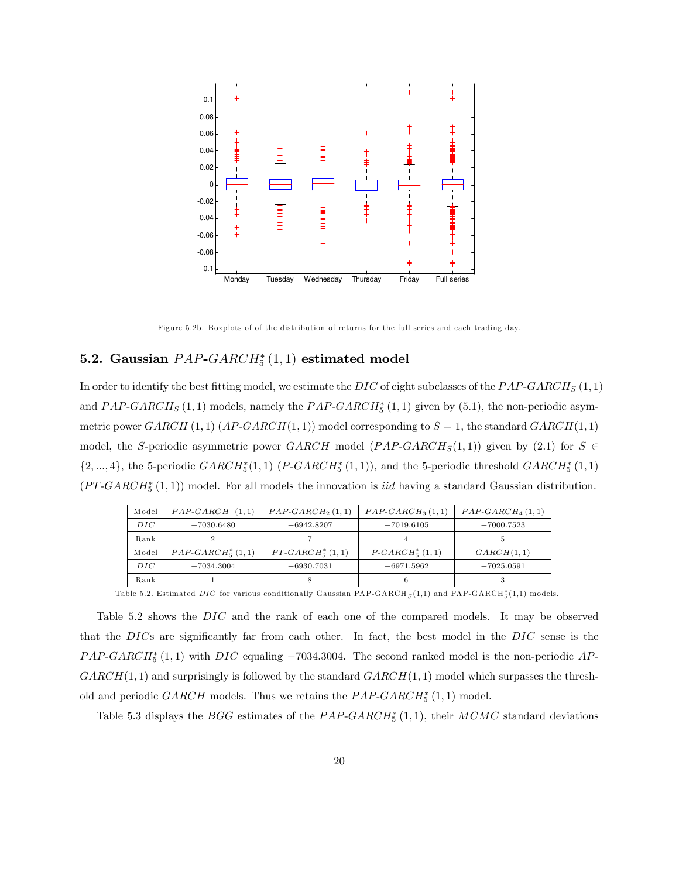Figure 5.2b. Boxplots of of the distribution of returns for the full series and each trading day.

## 5.2. Gaussian $PAP\text{-}GARCH_5^*(1,1)$ estimated model

In order to identify the best fitting model, we estimate the $DIC$ of eight subclasses of the $PAP\text{-}GARCH_S(1,1)$ and $PAP\text{-}GARCH_S(1,1)$ models, namely the $PAP\text{-}GARCH_5^*(1,1)$ given by (5.1), the non-periodic asymmetric power $GARCH(1,1)$ ($AP\text{-}GARCH(1,1)$) model corresponding to $S=1$, the standard $GARCH(1,1)$ model, the $S$-periodic asymmetric power $GARCH$ model ($PAP\text{-}GARCH_S(1,1)$) given by (2.1) for $S \in \{2,...,4\}$, the 5-periodic $GARCH_5^*(1,1)$ ($P\text{-}GARCH_5^*(1,1)$), and the 5-periodic threshold $GARCH_5^*(1,1)$ ($PT\text{-}GARCH_5^*(1,1)$) model. For all models the innovation is $iid$ having a standard Gaussian distribution.

| Model | $PAP\text{-}GARCH_1(1,1)$ | $PAP\text{-}GARCH_2(1,1)$ | $PAP\text{-}GARCH_3(1,1)$ | $PAP\text{-}GARCH_4(1,1)$ |
|---|---|---|---|---|
| $DIC$ | $-7030.6480$ | $-6942.8207$ | $-7019.6105$ | $-7000.7523$ |
| Rank | 2 | 7 | 4 | 5 |
| Model | $PAP\text{-}GARCH_5^*(1,1)$ | $PT\text{-}GARCH_5^*(1,1)$ | $P\text{-}GARCH_5^*(1,1)$ | $GARCH(1,1)$ |
| $DIC$ | $-7034.3004$ | $-6930.7031$ | $-6971.5962$ | $-7025.0591$ |
| Rank | 1 | 8 | 6 | 3 |

Table 5.2. Estimated $DIC$ for various conditionally Gaussian PAP-GARCH$_S$(1,1) and PAP-GARCH$_5^*$(1,1) models.

Table 5.2 shows the $DIC$ and the rank of each one of the compared models. It may be observed that the $DIC$s are significantly far from each other. In fact, the best model in the $DIC$ sense is the $PAP\text{-}GARCH_5^*(1,1)$ with $DIC$ equaling $-7034.3004$. The second ranked model is the non-periodic $AP\text{-}GARCH(1,1)$ and surprisingly is followed by the standard $GARCH(1,1)$ model which surpasses the threshold and periodic $GARCH$ models. Thus we retains the $PAP\text{-}GARCH_5^*(1,1)$ model.

Table 5.3 displays the $BGG$ estimates of the $PAP\text{-}GARCH_5^*(1,1)$, their $MCMC$ standard deviations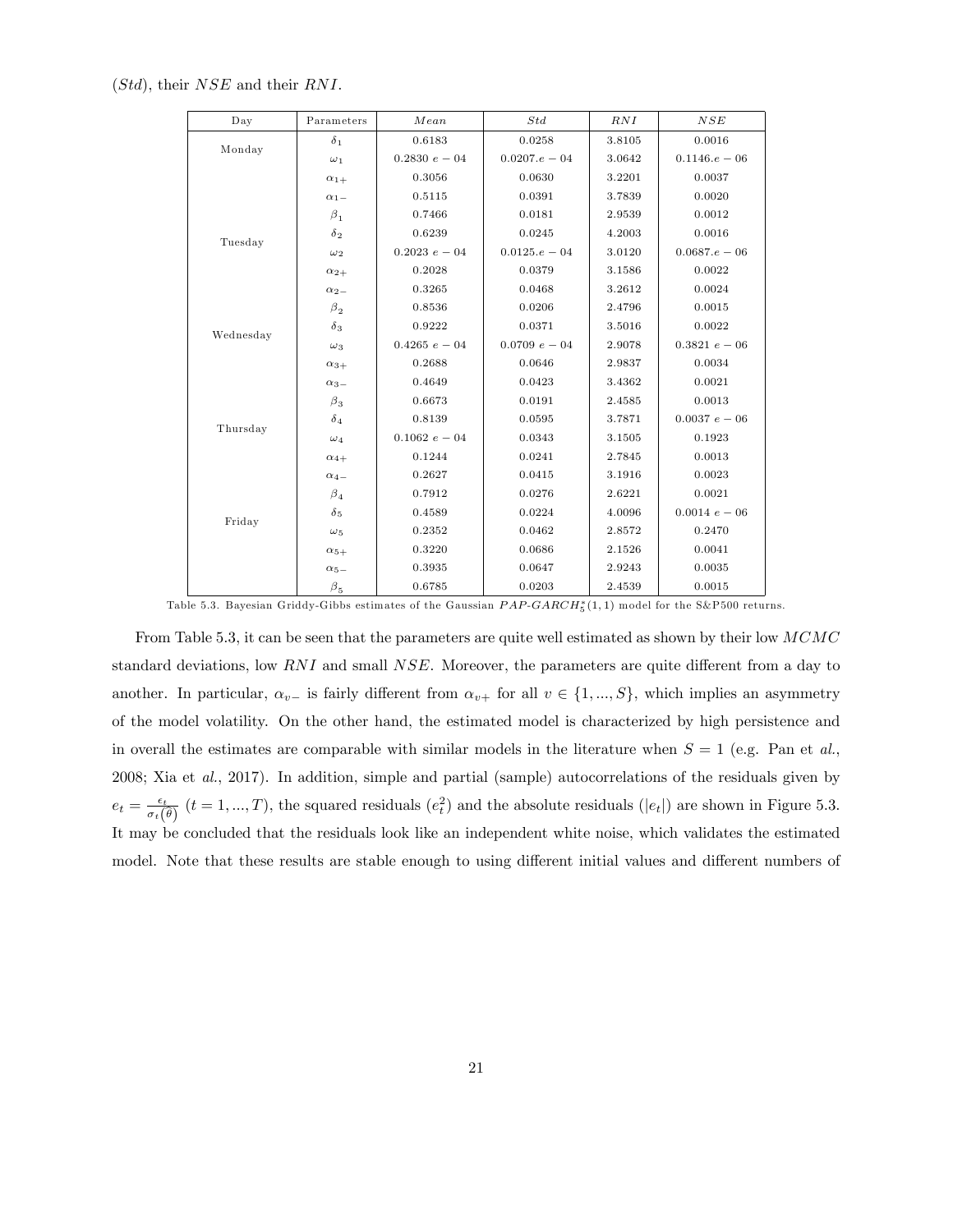($Std$), their $NSE$ and their $RNI$.

| Day | Parameters | $Mean$ | $Std$ | $RNI$ | $NSE$ |
|---|---|---|---|---|---|
| Monday | $\delta_1$ | 0.6183 | 0.0258 | 3.8105 | 0.0016 |
| | $\omega_1$ | $0.2830\ e-04$ | $0.0207.e-04$ | 3.0642 | $0.1146.e-06$ |
| | $\alpha_{1+}$ | 0.3056 | 0.0630 | 3.2201 | 0.0037 |
| | $\alpha_{1-}$ | 0.5115 | 0.0391 | 3.7839 | 0.0020 |
| | $\beta_1$ | 0.7466 | 0.0181 | 2.9539 | 0.0012 |
| Tuesday | $\delta_2$ | 0.6239 | 0.0245 | 4.2003 | 0.0016 |
| | $\omega_2$ | $0.2023\ e-04$ | $0.0125.e-04$ | 3.0120 | $0.0687.e-06$ |
| | $\alpha_{2+}$ | 0.2028 | 0.0379 | 3.1586 | 0.0022 |
| | $\alpha_{2-}$ | 0.3265 | 0.0468 | 3.2612 | 0.0024 |
| | $\beta_2$ | 0.8536 | 0.0206 | 2.4796 | 0.0015 |
| Wednesday | $\delta_3$ | 0.9222 | 0.0371 | 3.5016 | 0.0022 |
| | $\omega_3$ | $0.4265\ e-04$ | $0.0709\ e-04$ | 2.9078 | $0.3821\ e-06$ |
| | $\alpha_{3+}$ | 0.2688 | 0.0646 | 2.9837 | 0.0034 |
| | $\alpha_{3-}$ | 0.4649 | 0.0423 | 3.4362 | 0.0021 |
| | $\beta_3$ | 0.6673 | 0.0191 | 2.4585 | 0.0013 |
| Thursday | $\delta_4$ | 0.8139 | 0.0595 | 3.7871 | $0.0037\ e-06$ |
| | $\omega_4$ | $0.1062\ e-04$ | 0.0343 | 3.1505 | 0.1923 |
| | $\alpha_{4+}$ | 0.1244 | 0.0241 | 2.7845 | 0.0013 |
| | $\alpha_{4-}$ | 0.2627 | 0.0415 | 3.1916 | 0.0023 |
| | $\beta_4$ | 0.7912 | 0.0276 | 2.6221 | 0.0021 |
| Friday | $\delta_5$ | 0.4589 | 0.0224 | 4.0096 | $0.0014\ e-06$ |
| | $\omega_5$ | 0.2352 | 0.0462 | 2.8572 | 0.2470 |
| | $\alpha_{5+}$ | 0.3220 | 0.0686 | 2.1526 | 0.0041 |
| | $\alpha_{5-}$ | 0.3935 | 0.0647 | 2.9243 | 0.0035 |
| | $\beta_5$ | 0.6785 | 0.0203 | 2.4539 | 0.0015 |

Table 5.3. Bayesian Griddy-Gibbs estimates of the Gaussian $PAP\text{-}GARCH_5^*(1,1)$ model for the S&P500 returns.

From Table 5.3, it can be seen that the parameters are quite well estimated as shown by their low $MCMC$ standard deviations, low $RNI$ and small $NSE$. Moreover, the parameters are quite different from a day to another. In particular, $\alpha_{v-}$ is fairly different from $\alpha_{v+}$ for all $v \in \{1,...,S\}$, which implies an asymmetry of the model volatility. On the other hand, the estimated model is characterized by high persistence and in overall the estimates are comparable with similar models in the literature when $S = 1$ (e.g. Pan et *al.*, 2008; Xia et *al.*, 2017). In addition, simple and partial (sample) autocorrelations of the residuals given by $e_t = \frac{\epsilon_t}{\sigma_t(\hat{\theta})}$ $(t = 1,...,T)$, the squared residuals ($e_t^2$) and the absolute residuals ($|e_t|$) are shown in Figure 5.3. It may be concluded that the residuals look like an independent white noise, which validates the estimated model. Note that these results are stable enough to using different initial values and different numbers of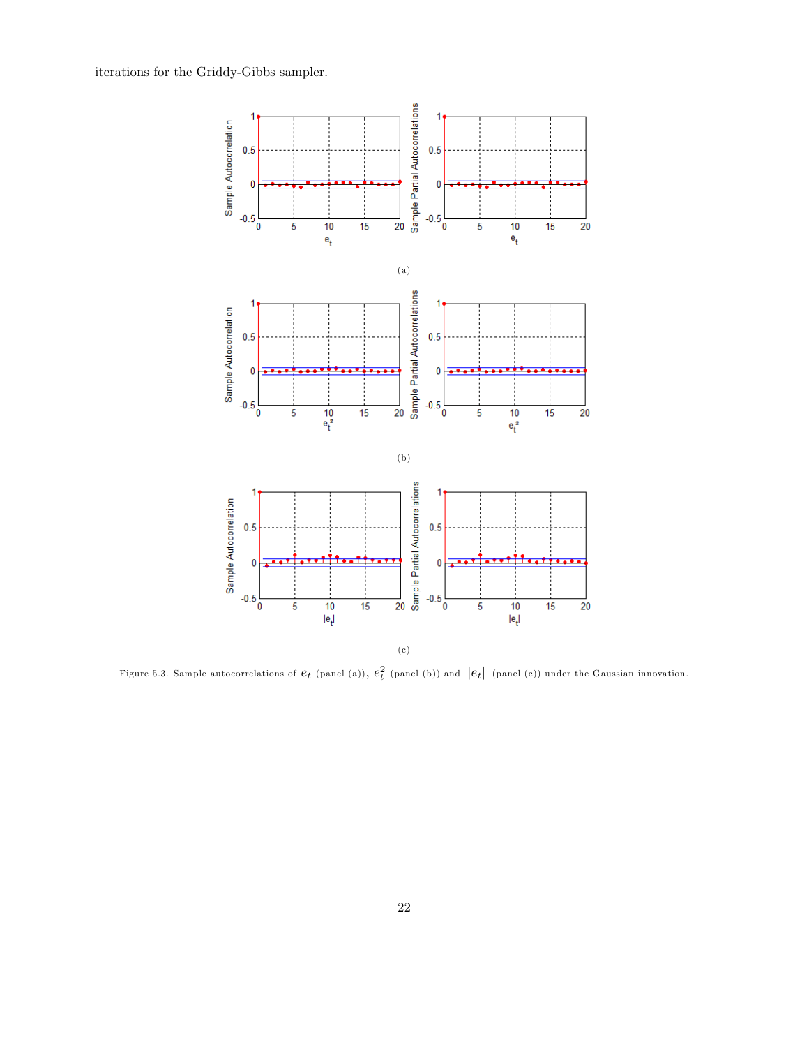iterations for the Griddy-Gibbs sampler.

(a)

(b)

(c)

Figure 5.3. Sample autocorrelations of $e_t$ (panel (a)), $e_t^2$ (panel (b)) and $|e_t|$ (panel (c)) under the Gaussian innovation.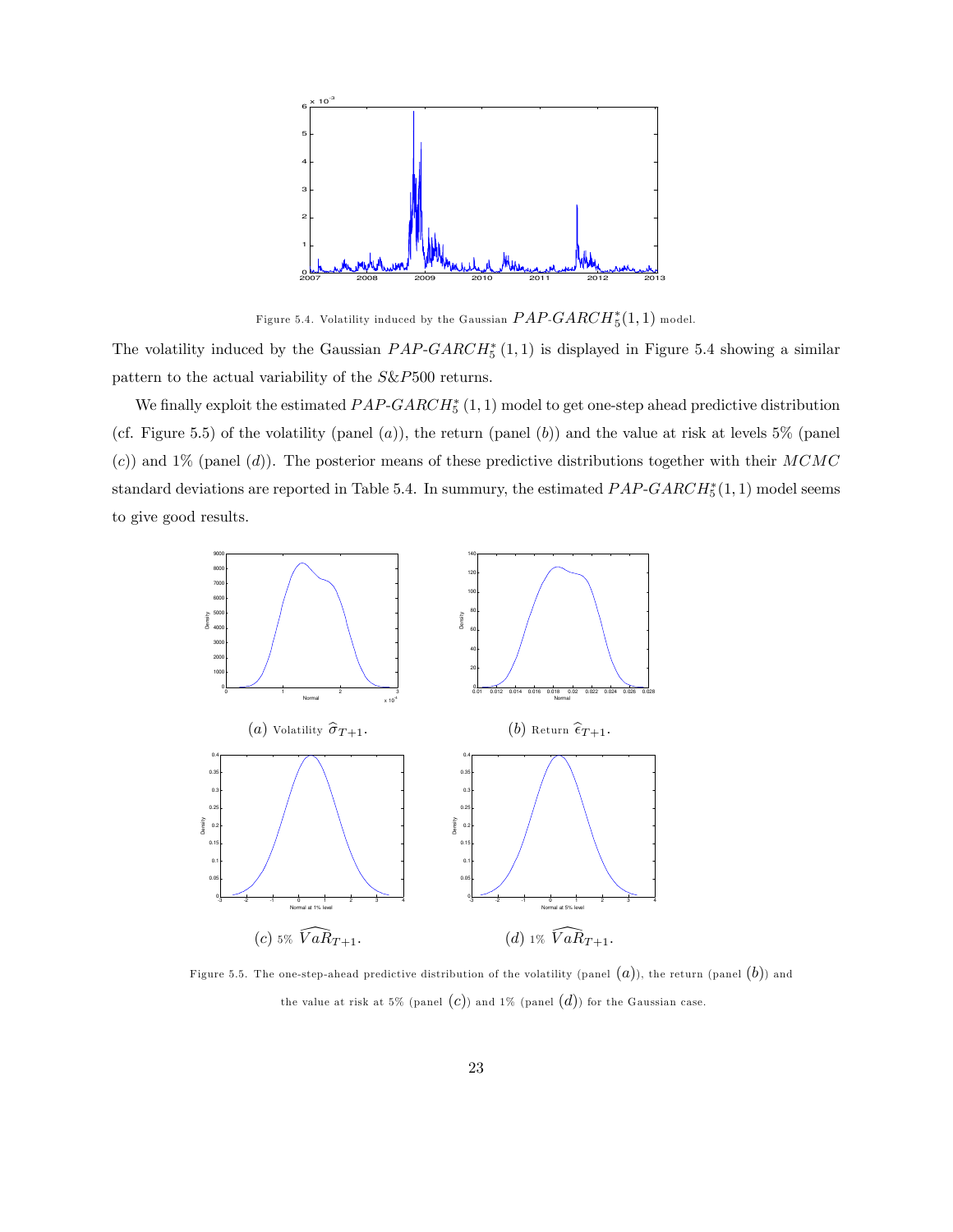Figure 5.4. Volatility induced by the Gaussian $PAP\text{-}GARCH_5^*(1,1)$ model.

The volatility induced by the Gaussian $PAP\text{-}GARCH_5^*(1,1)$ is displayed in Figure 5.4 showing a similar pattern to the actual variability of the $S\&P500$ returns.

We finally exploit the estimated $PAP\text{-}GARCH_5^*(1,1)$ model to get one-step ahead predictive distribution (cf. Figure 5.5) of the volatility (panel $(a)$), the return (panel $(b)$) and the value at risk at levels 5% (panel $(c)$) and 1% (panel $(d)$). The posterior means of these predictive distributions together with their $MCMC$ standard deviations are reported in Table 5.4. In summury, the estimated $PAP\text{-}GARCH_5^*(1,1)$ model seems to give good results.

$(a)$ Volatility $\widehat{\sigma}_{T+1}$.

$(b)$ Return $\widehat{\epsilon}_{T+1}$.

$(c)$ 5% $\widehat{VaR}_{T+1}$.

$(d)$ 1% $\widehat{VaR}_{T+1}$.

Figure 5.5. The one-step-ahead predictive distribution of the volatility (panel $(a)$), the return (panel $(b)$) and the value at risk at 5% (panel $(c)$) and 1% (panel $(d)$) for the Gaussian case.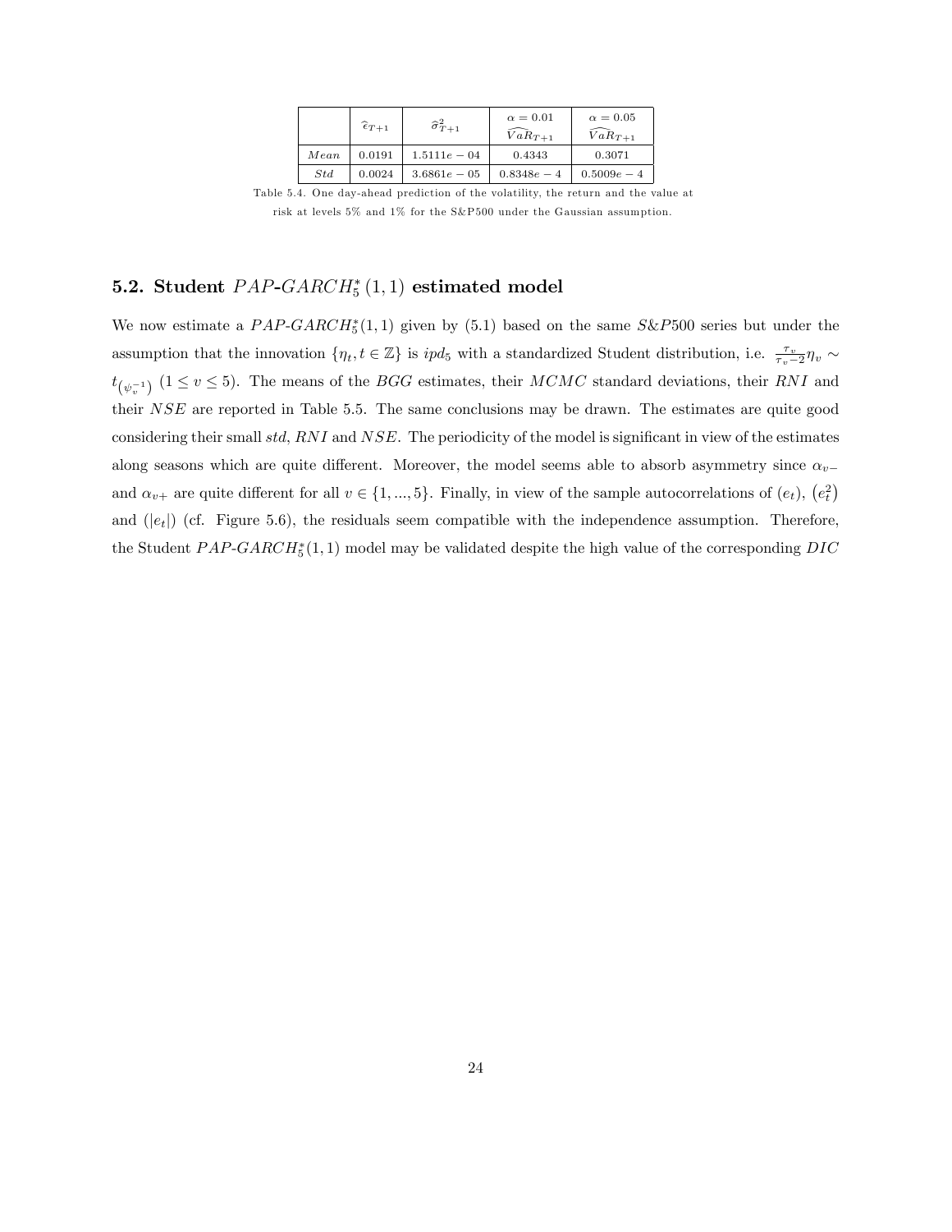|  | $\widehat{\epsilon}_{T+1}$ | $\widehat{\sigma}^2_{T+1}$ | $\alpha = 0.01$ $\widehat{VaR}_{T+1}$ | $\alpha = 0.05$ $\widehat{VaR}_{T+1}$ |
|---|---|---|---|---|
| $Mean$ | 0.0191 | $1.5111e-04$ | 0.4343 | 0.3071 |
| $Std$ | 0.0024 | $3.6861e-05$ | $0.8348e-4$ | $0.5009e-4$ |

Table 5.4. One day-ahead prediction of the volatility, the return and the value at risk at levels 5% and 1% for the S&P500 under the Gaussian assumption.

## 5.2. Student $PAP$-$GARCH^*_5(1,1)$ estimated model

We now estimate a $PAP$-$GARCH^*_5(1,1)$ given by (5.1) based on the same $S\&P500$ series but under the assumption that the innovation $\{\eta_t, t \in \mathbb{Z}\}$ is $ipd_5$ with a standardized Student distribution, i.e. $\frac{\tau_v}{\tau_v - 2}\eta_v \sim t_{\left(\psi_v^{-1}\right)}$ $(1 \leq v \leq 5)$. The means of the $BGG$ estimates, their $MCMC$ standard deviations, their $RNI$ and their $NSE$ are reported in Table 5.5. The same conclusions may be drawn. The estimates are quite good considering their small $std$, $RNI$ and $NSE$. The periodicity of the model is significant in view of the estimates along seasons which are quite different. Moreover, the model seems able to absorb asymmetry since $\alpha_{v-}$ and $\alpha_{v+}$ are quite different for all $v \in \{1, ..., 5\}$. Finally, in view of the sample autocorrelations of $(e_t)$, $\left(e_t^2\right)$ and $(|e_t|)$ (cf. Figure 5.6), the residuals seem compatible with the independence assumption. Therefore, the Student $PAP$-$GARCH^*_5(1,1)$ model may be validated despite the high value of the corresponding $DIC$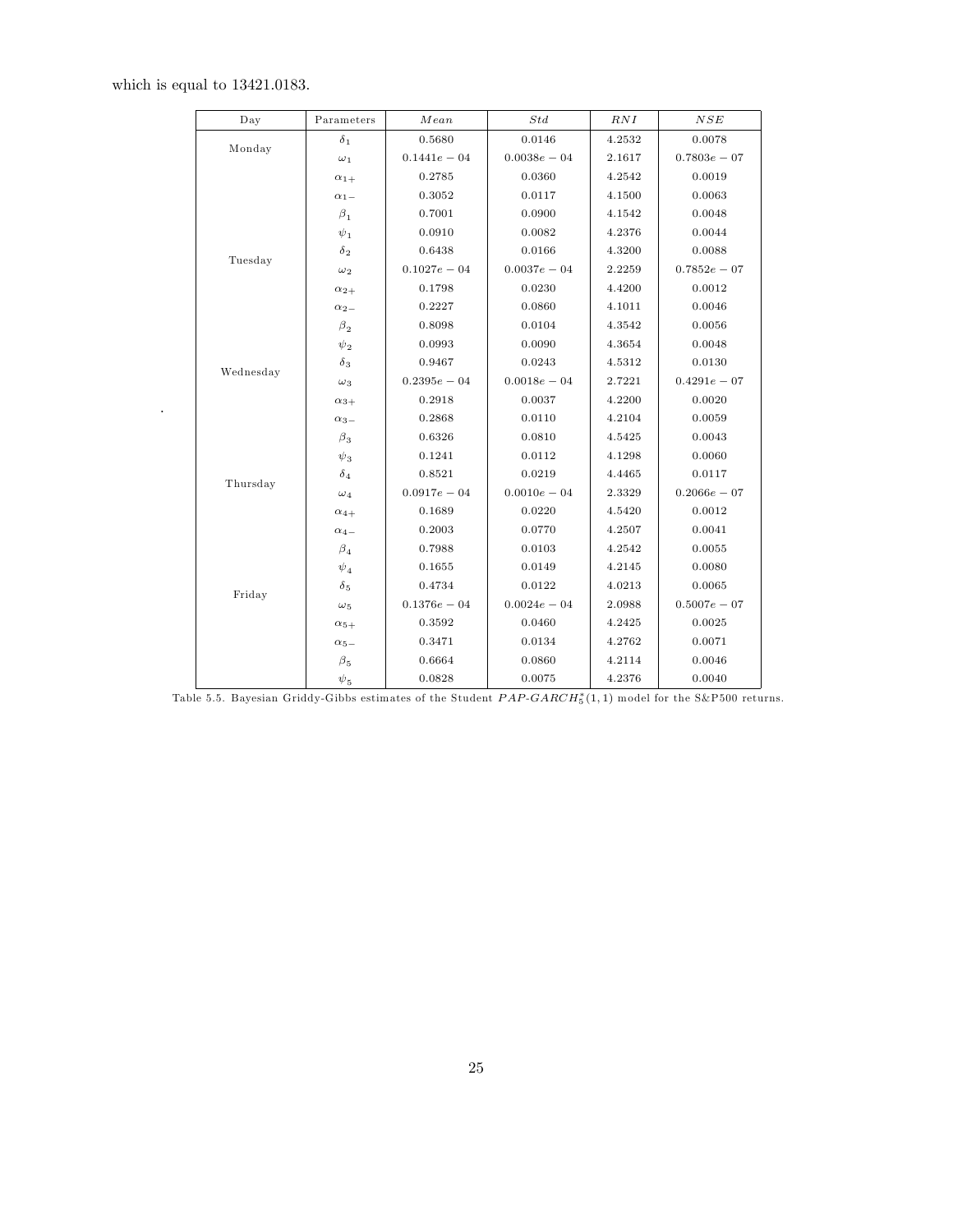which is equal to 13421.0183.

| Day | Parameters | $Mean$ | $Std$ | $RNI$ | $NSE$ |
|---|---|---|---|---|---|
| Monday | $\delta_1$ | 0.5680 | 0.0146 | 4.2532 | 0.0078 |
| | $\omega_1$ | $0.1441e-04$ | $0.0038e-04$ | 2.1617 | $0.7803e-07$ |
| | $\alpha_{1+}$ | 0.2785 | 0.0360 | 4.2542 | 0.0019 |
| | $\alpha_{1-}$ | 0.3052 | 0.0117 | 4.1500 | 0.0063 |
| | $\beta_1$ | 0.7001 | 0.0900 | 4.1542 | 0.0048 |
| | $\psi_1$ | 0.0910 | 0.0082 | 4.2376 | 0.0044 |
| Tuesday | $\delta_2$ | 0.6438 | 0.0166 | 4.3200 | 0.0088 |
| | $\omega_2$ | $0.1027e-04$ | $0.0037e-04$ | 2.2259 | $0.7852e-07$ |
| | $\alpha_{2+}$ | 0.1798 | 0.0230 | 4.4200 | 0.0012 |
| | $\alpha_{2-}$ | 0.2227 | 0.0860 | 4.1011 | 0.0046 |
| | $\beta_2$ | 0.8098 | 0.0104 | 4.3542 | 0.0056 |
| | $\psi_2$ | 0.0993 | 0.0090 | 4.3654 | 0.0048 |
| Wednesday | $\delta_3$ | 0.9467 | 0.0243 | 4.5312 | 0.0130 |
| | $\omega_3$ | $0.2395e-04$ | $0.0018e-04$ | 2.7221 | $0.4291e-07$ |
| | $\alpha_{3+}$ | 0.2918 | 0.0037 | 4.2200 | 0.0020 |
| | $\alpha_{3-}$ | 0.2868 | 0.0110 | 4.2104 | 0.0059 |
| | $\beta_3$ | 0.6326 | 0.0810 | 4.5425 | 0.0043 |
| | $\psi_3$ | 0.1241 | 0.0112 | 4.1298 | 0.0060 |
| Thursday | $\delta_4$ | 0.8521 | 0.0219 | 4.4465 | 0.0117 |
| | $\omega_4$ | $0.0917e-04$ | $0.0010e-04$ | 2.3329 | $0.2066e-07$ |
| | $\alpha_{4+}$ | 0.1689 | 0.0220 | 4.5420 | 0.0012 |
| | $\alpha_{4-}$ | 0.2003 | 0.0770 | 4.2507 | 0.0041 |
| | $\beta_4$ | 0.7988 | 0.0103 | 4.2542 | 0.0055 |
| | $\psi_4$ | 0.1655 | 0.0149 | 4.2145 | 0.0080 |
| Friday | $\delta_5$ | 0.4734 | 0.0122 | 4.0213 | 0.0065 |
| | $\omega_5$ | $0.1376e-04$ | $0.0024e-04$ | 2.0988 | $0.5007e-07$ |
| | $\alpha_{5+}$ | 0.3592 | 0.0460 | 4.2425 | 0.0025 |
| | $\alpha_{5-}$ | 0.3471 | 0.0134 | 4.2762 | 0.0071 |
| | $\beta_5$ | 0.6664 | 0.0860 | 4.2114 | 0.0046 |
| | $\psi_5$ | 0.0828 | 0.0075 | 4.2376 | 0.0040 |

Table 5.5. Bayesian Griddy-Gibbs estimates of the Student $PAP\text{-}GARCH_5^*(1,1)$ model for the S&P500 returns.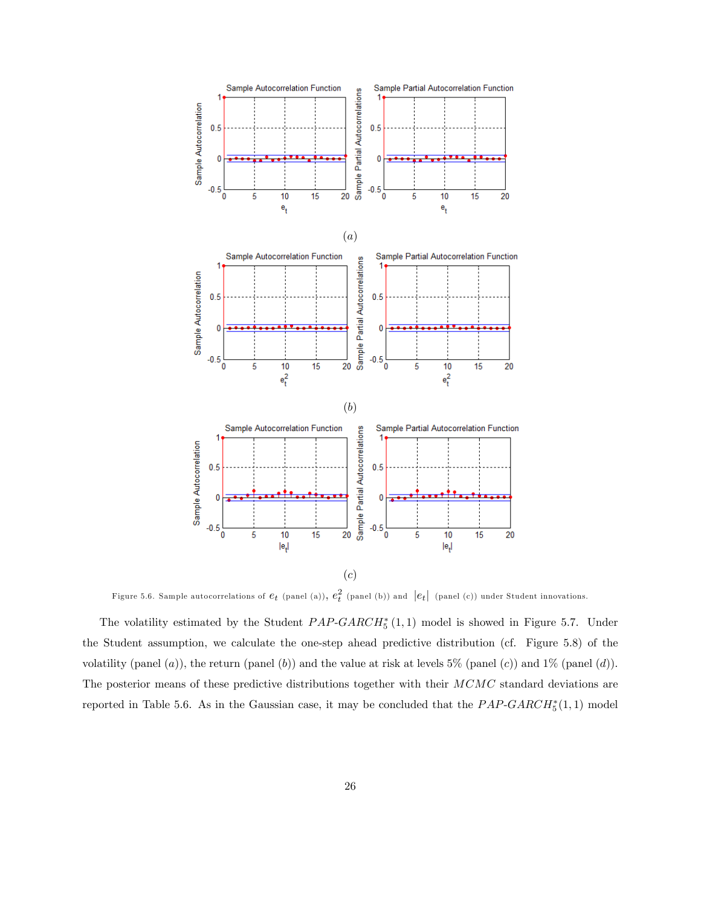(a)

(b)

(c)

Figure 5.6. Sample autocorrelations of $e_t$ (panel (a)), $e_t^2$ (panel (b)) and $|e_t|$ (panel (c)) under Student innovations.

The volatility estimated by the Student $PAP\text{-}GARCH_5^*(1,1)$ model is showed in Figure 5.7. Under the Student assumption, we calculate the one-step ahead predictive distribution (cf. Figure 5.8) of the volatility (panel $(a)$), the return (panel $(b)$) and the value at risk at levels 5% (panel $(c)$) and 1% (panel $(d)$). The posterior means of these predictive distributions together with their $MCMC$ standard deviations are reported in Table 5.6. As in the Gaussian case, it may be concluded that the $PAP\text{-}GARCH_5^*(1,1)$ model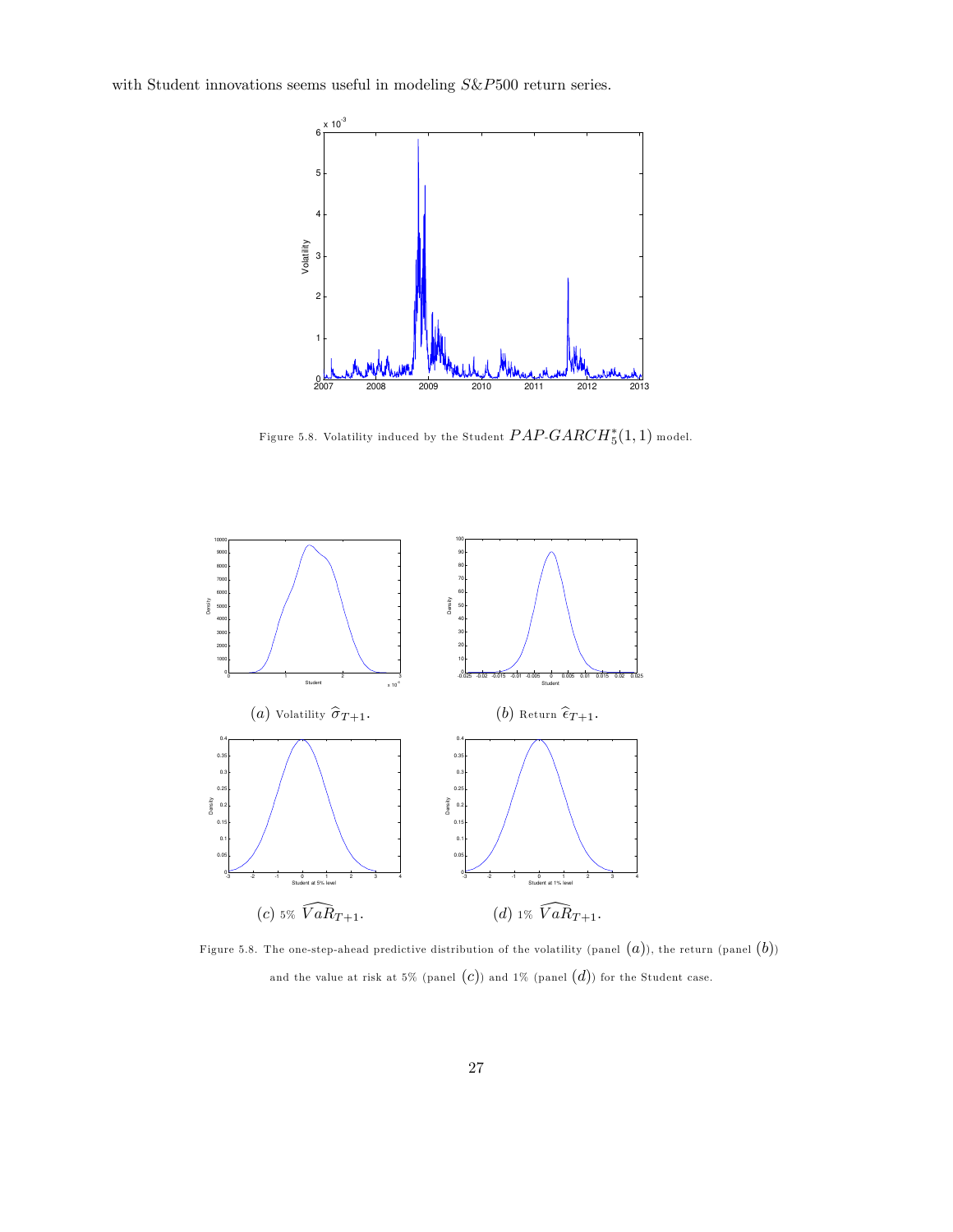with Student innovations seems useful in modeling $S\&P500$ return series.

Figure 5.8. Volatility induced by the Student $PAP\text{-}GARCH_5^*(1,1)$ model.

$(a)$ Volatility $\widehat{\sigma}_{T+1}$.

$(b)$ Return $\widehat{\epsilon}_{T+1}$.

$(c)$ 5% $\widehat{VaR}_{T+1}$.

$(d)$ 1% $\widehat{VaR}_{T+1}$.

Figure 5.8. The one-step-ahead predictive distribution of the volatility (panel $(a)$), the return (panel $(b)$) and the value at risk at 5% (panel $(c)$) and 1% (panel $(d)$) for the Student case.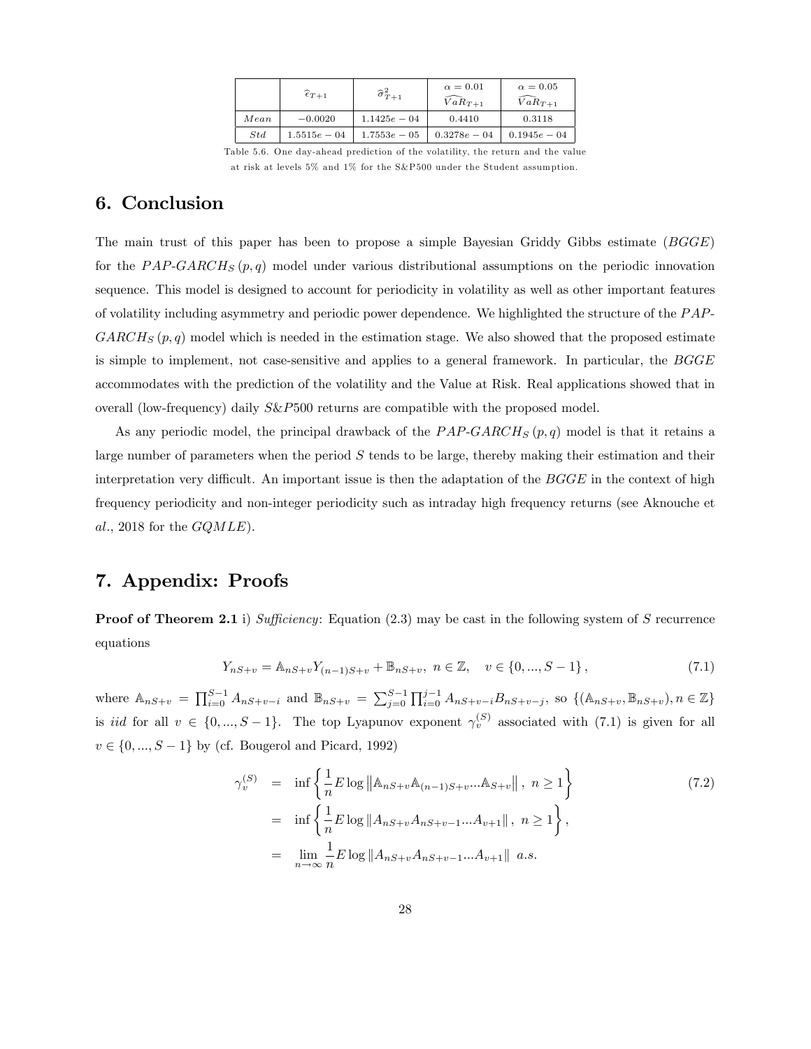| | $\widehat{\epsilon}_{T+1}$ | $\widehat{\sigma}^2_{T+1}$ | $\alpha = 0.01$ $\widehat{VaR}_{T+1}$ | $\alpha = 0.05$ $\widehat{VaR}_{T+1}$ |
|---|---|---|---|---|
| $Mean$ | $-0.0020$ | $1.1425e-04$ | $0.4410$ | $0.3118$ |
| $Std$ | $1.5515e-04$ | $1.7553e-05$ | $0.3278e-04$ | $0.1945e-04$ |

Table 5.6. One day-ahead prediction of the volatility, the return and the value at risk at levels 5% and 1% for the S&P500 under the Student assumption.

# 6. Conclusion

The main trust of this paper has been to propose a simple Bayesian Griddy Gibbs estimate ($BGGE$) for the $PAP$-$GARCH_S(p,q)$ model under various distributional assumptions on the periodic innovation sequence. This model is designed to account for periodicity in volatility as well as other important features of volatility including asymmetry and periodic power dependence. We highlighted the structure of the $PAP$-$GARCH_S(p,q)$ model which is needed in the estimation stage. We also showed that the proposed estimate is simple to implement, not case-sensitive and applies to a general framework. In particular, the $BGGE$ accommodates with the prediction of the volatility and the Value at Risk. Real applications showed that in overall (low-frequency) daily $S\&P500$ returns are compatible with the proposed model.

As any periodic model, the principal drawback of the $PAP$-$GARCH_S(p,q)$ model is that it retains a large number of parameters when the period $S$ tends to be large, thereby making their estimation and their interpretation very difficult. An important issue is then the adaptation of the $BGGE$ in the context of high frequency periodicity and non-integer periodicity such as intraday high frequency returns (see Aknouche et *al.*, 2018 for the $GQMLE$).

# 7. Appendix: Proofs

**Proof of Theorem 2.1** i) *Sufficiency*: Equation (2.3) may be cast in the following system of $S$ recurrence equations

$$Y_{nS+v} = \mathbb{A}_{nS+v} Y_{(n-1)S+v} + \mathbb{B}_{nS+v}, \; n \in \mathbb{Z}, \quad v \in \{0, ..., S-1\}, \tag{7.1}$$

where $\mathbb{A}_{nS+v} = \prod_{i=0}^{S-1} A_{nS+v-i}$ and $\mathbb{B}_{nS+v} = \sum_{j=0}^{S-1} \prod_{i=0}^{j-1} A_{nS+v-i} B_{nS+v-j}$, so $\{(\mathbb{A}_{nS+v}, \mathbb{B}_{nS+v}), n \in \mathbb{Z}\}$ is $iid$ for all $v \in \{0, ..., S-1\}$. The top Lyapunov exponent $\gamma_v^{(S)}$ associated with (7.1) is given for all $v \in \{0, ..., S-1\}$ by (cf. Bougerol and Picard, 1992)

$$\begin{aligned} \gamma_v^{(S)} &= \inf \left\{ \frac{1}{n} E \log \left\| \mathbb{A}_{nS+v} \mathbb{A}_{(n-1)S+v} ... \mathbb{A}_{S+v} \right\|, \; n \geq 1 \right\} \\ &= \inf \left\{ \frac{1}{n} E \log \left\| A_{nS+v} A_{nS+v-1} ... A_{v+1} \right\|, \; n \geq 1 \right\}, \\ &= \lim_{n \to \infty} \frac{1}{n} E \log \left\| A_{nS+v} A_{nS+v-1} ... A_{v+1} \right\| \; a.s. \end{aligned} \tag{7.2}$$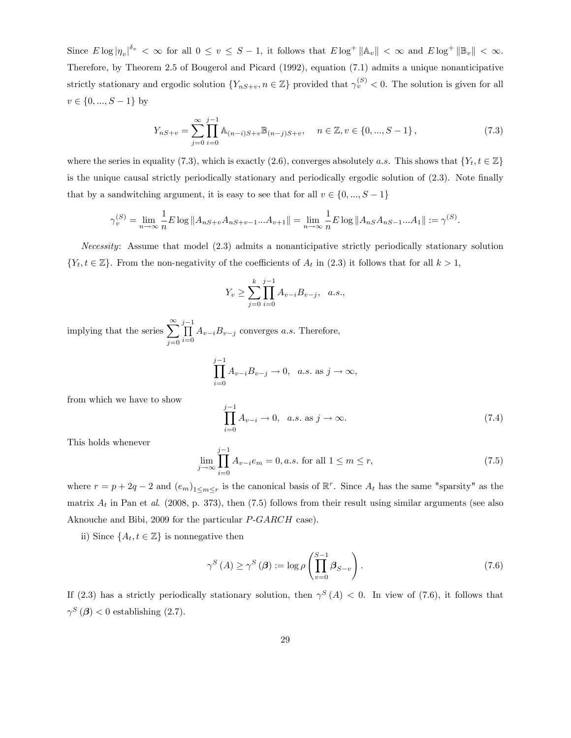Since $E\log|\eta_v|^{\delta_v} < \infty$ for all $0 \leq v \leq S-1$, it follows that $E\log^+\|\mathbb{A}_v\| < \infty$ and $E\log^+\|\mathbb{B}_v\| < \infty$. Therefore, by Theorem 2.5 of Bougerol and Picard (1992), equation (7.1) admits a unique nonanticipative strictly stationary and ergodic solution $\{Y_{nS+v}, n \in \mathbb{Z}\}$ provided that $\gamma_v^{(S)} < 0$. The solution is given for all $v \in \{0,...,S-1\}$ by

$$Y_{nS+v} = \sum_{j=0}^{\infty}\prod_{i=0}^{j-1}\mathbb{A}_{(n-i)S+v}\mathbb{B}_{(n-j)S+v}, \quad n \in \mathbb{Z}, v \in \{0,...,S-1\}, \tag{7.3}$$

where the series in equality (7.3), which is exactly (2.6), converges absolutely *a.s.* This shows that $\{Y_t, t \in \mathbb{Z}\}$ is the unique causal strictly periodically stationary and periodically ergodic solution of (2.3). Note finally that by a sandwitching argument, it is easy to see that for all $v \in \{0,...,S-1\}$

$$\gamma_v^{(S)} = \lim_{n\to\infty}\frac{1}{n}E\log\|A_{nS+v}A_{nS+v-1}...A_{v+1}\| = \lim_{n\to\infty}\frac{1}{n}E\log\|A_{nS}A_{nS-1}...A_1\| := \gamma^{(S)}.$$

*Necessity*: Assume that model (2.3) admits a nonanticipative strictly periodically stationary solution $\{Y_t, t \in \mathbb{Z}\}$. From the non-negativity of the coefficients of $A_t$ in (2.3) it follows that for all $k > 1$,

$$Y_v \geq \sum_{j=0}^{k}\prod_{i=0}^{j-1}A_{v-i}B_{v-j}, \quad a.s.,$$

implying that the series $\sum_{j=0}^{\infty}\prod_{i=0}^{j-1}A_{v-i}B_{v-j}$ converges *a.s.* Therefore,

$$\prod_{i=0}^{j-1}A_{v-i}B_{v-j} \to 0, \quad a.s. \text{ as } j\to\infty,$$

from which we have to show

$$\prod_{i=0}^{j-1}A_{v-i} \to 0, \quad a.s. \text{ as } j\to\infty. \tag{7.4}$$

This holds whenever

$$\lim_{j\to\infty}\prod_{i=0}^{j-1}A_{v-i}e_m = 0, a.s. \text{ for all } 1 \leq m \leq r, \tag{7.5}$$

where $r = p+2q-2$ and $(e_m)_{1\leq m\leq r}$ is the canonical basis of $\mathbb{R}^r$. Since $A_t$ has the same "sparsity" as the matrix $A_t$ in Pan et *al.* (2008, p. 373), then (7.5) follows from their result using similar arguments (see also Aknouche and Bibi, 2009 for the particular *P-GARCH* case).

ii) Since $\{A_t, t \in \mathbb{Z}\}$ is nonnegative then

$$\gamma^S(A) \geq \gamma^S(\boldsymbol{\beta}) := \log\rho\left(\prod_{v=0}^{S-1}\boldsymbol{\beta}_{S-v}\right). \tag{7.6}$$

If (2.3) has a strictly periodically stationary solution, then $\gamma^S(A) < 0$. In view of (7.6), it follows that $\gamma^S(\boldsymbol{\beta}) < 0$ establishing (2.7).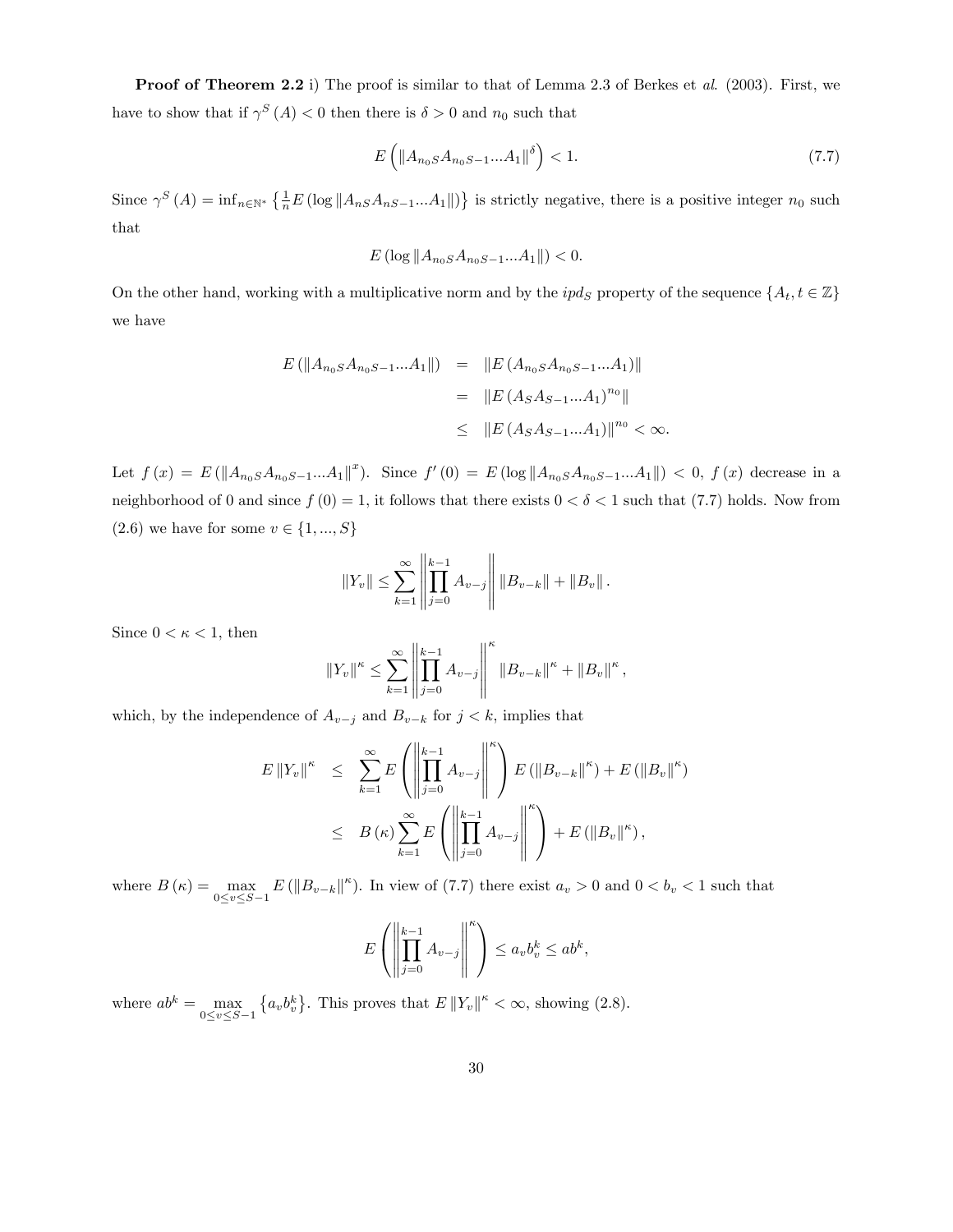**Proof of Theorem 2.2** i) The proof is similar to that of Lemma 2.3 of Berkes et *al*. (2003). First, we have to show that if $\gamma^S(A) < 0$ then there is $\delta > 0$ and $n_0$ such that

$$E\left(\|A_{n_0S}A_{n_0S-1}...A_1\|^{\delta}\right) < 1. \tag{7.7}$$

Since $\gamma^S(A) = \inf_{n\in\mathbb{N}^*}\left\{\frac{1}{n}E\left(\log\|A_{nS}A_{nS-1}...A_1\|\right)\right\}$ is strictly negative, there is a positive integer $n_0$ such that

$$E\left(\log\|A_{n_0S}A_{n_0S-1}...A_1\|\right) < 0.$$

On the other hand, working with a multiplicative norm and by the $ipd_S$ property of the sequence $\{A_t, t\in\mathbb{Z}\}$ we have

$$\begin{aligned}
E\left(\|A_{n_0S}A_{n_0S-1}...A_1\|\right) &= \|E\left(A_{n_0S}A_{n_0S-1}...A_1\right)\| \\
&= \|E\left(A_SA_{S-1}...A_1\right)^{n_0}\| \\
&\leq \|E\left(A_SA_{S-1}...A_1\right)\|^{n_0} < \infty.
\end{aligned}$$

Let $f(x) = E\left(\|A_{n_0S}A_{n_0S-1}...A_1\|^x\right)$. Since $f'(0) = E\left(\log\|A_{n_0S}A_{n_0S-1}...A_1\|\right) < 0$, $f(x)$ decrease in a neighborhood of 0 and since $f(0) = 1$, it follows that there exists $0 < \delta < 1$ such that (7.7) holds. Now from (2.6) we have for some $v \in \{1,...,S\}$

$$\|Y_v\| \leq \sum_{k=1}^{\infty}\left\|\prod_{j=0}^{k-1}A_{v-j}\right\|\|B_{v-k}\| + \|B_v\|.$$

Since $0 < \kappa < 1$, then

$$\|Y_v\|^{\kappa} \leq \sum_{k=1}^{\infty}\left\|\prod_{j=0}^{k-1}A_{v-j}\right\|^{\kappa}\|B_{v-k}\|^{\kappa} + \|B_v\|^{\kappa},$$

which, by the independence of $A_{v-j}$ and $B_{v-k}$ for $j < k$, implies that

$$\begin{aligned}
E\|Y_v\|^{\kappa} &\leq \sum_{k=1}^{\infty}E\left(\left\|\prod_{j=0}^{k-1}A_{v-j}\right\|^{\kappa}\right)E\left(\|B_{v-k}\|^{\kappa}\right) + E\left(\|B_v\|^{\kappa}\right) \\
&\leq B(\kappa)\sum_{k=1}^{\infty}E\left(\left\|\prod_{j=0}^{k-1}A_{v-j}\right\|^{\kappa}\right) + E\left(\|B_v\|^{\kappa}\right),
\end{aligned}$$

where $B(\kappa) = \max\limits_{0\leq v\leq S-1}E\left(\|B_{v-k}\|^{\kappa}\right)$. In view of (7.7) there exist $a_v > 0$ and $0 < b_v < 1$ such that

$$E\left(\left\|\prod_{j=0}^{k-1}A_{v-j}\right\|^{\kappa}\right) \leq a_vb_v^k \leq ab^k,$$

where $ab^k = \max\limits_{0\leq v\leq S-1}\left\{a_vb_v^k\right\}$. This proves that $E\|Y_v\|^{\kappa} < \infty$, showing (2.8).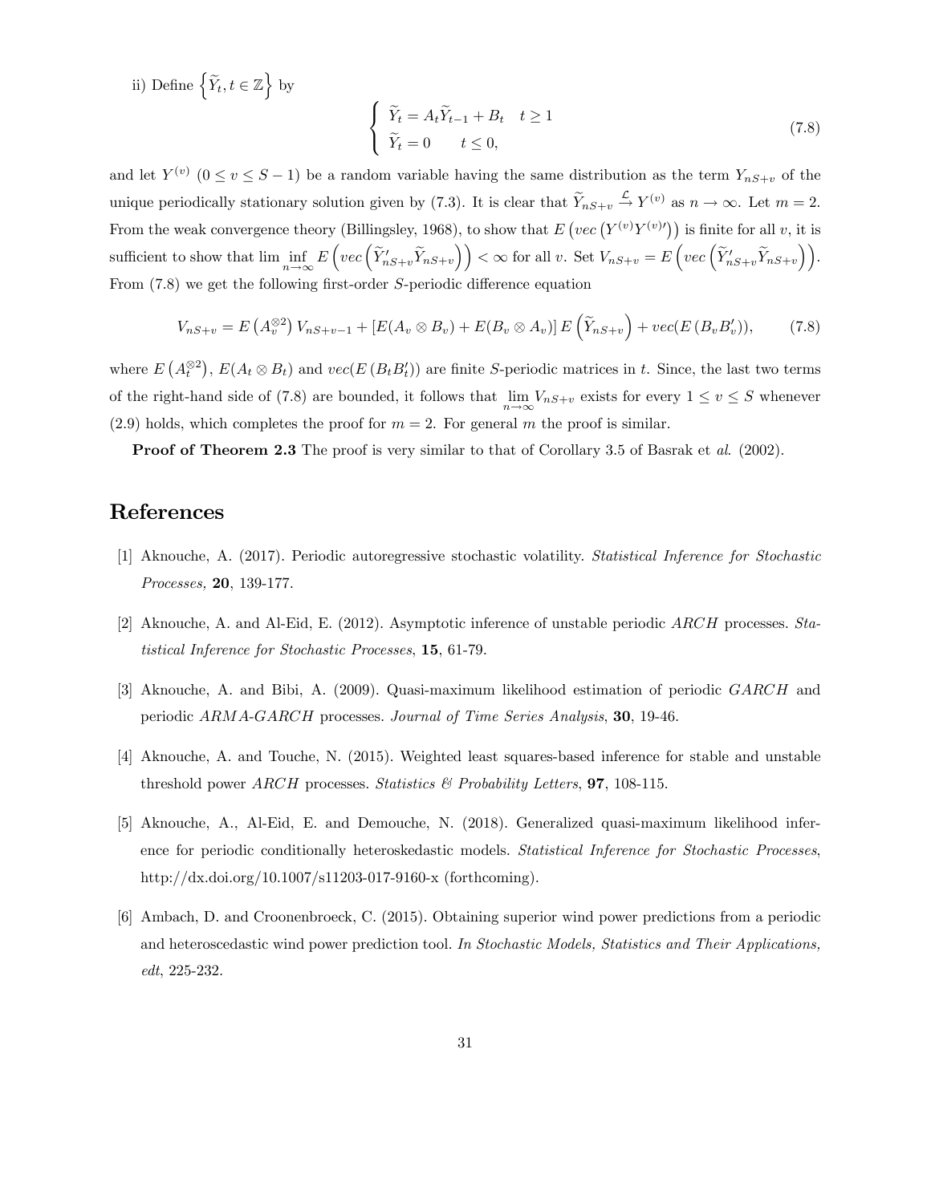ii) Define $\left\{\widetilde{Y}_t, t \in \mathbb{Z}\right\}$ by

$$\left\{\begin{array}{ll} \widetilde{Y}_t = A_t \widetilde{Y}_{t-1} + B_t & t \geq 1 \\ \widetilde{Y}_t = 0 & t \leq 0, \end{array}\right. \tag{7.8}$$

and let $Y^{(v)}$ $(0 \leq v \leq S-1)$ be a random variable having the same distribution as the term $Y_{nS+v}$ of the unique periodically stationary solution given by (7.3). It is clear that $\widetilde{Y}_{nS+v} \overset{\mathcal{L}}{\to} Y^{(v)}$ as $n \to \infty$. Let $m = 2$. From the weak convergence theory (Billingsley, 1968), to show that $E\left(vec\left(Y^{(v)}Y^{(v)\prime}\right)\right)$ is finite for all $v$, it is sufficient to show that $\lim \inf\limits_{n\to\infty} E\left(vec\left(\widetilde{Y}'_{nS+v}\widetilde{Y}_{nS+v}\right)\right) < \infty$ for all $v$. Set $V_{nS+v} = E\left(vec\left(\widetilde{Y}'_{nS+v}\widetilde{Y}_{nS+v}\right)\right)$. From (7.8) we get the following first-order $S$-periodic difference equation

$$V_{nS+v} = E\left(A_v^{\otimes 2}\right) V_{nS+v-1} + \left[E(A_v \otimes B_v) + E(B_v \otimes A_v)\right] E\left(\widetilde{Y}_{nS+v}\right) + vec(E\left(B_v B_v'\right)), \tag{7.8}$$

where $E\left(A_t^{\otimes 2}\right)$, $E(A_t \otimes B_t)$ and $vec(E\left(B_t B_t'\right))$ are finite $S$-periodic matrices in $t$. Since, the last two terms of the right-hand side of (7.8) are bounded, it follows that $\lim\limits_{n\to\infty} V_{nS+v}$ exists for every $1 \leq v \leq S$ whenever (2.9) holds, which completes the proof for $m = 2$. For general $m$ the proof is similar.

**Proof of Theorem 2.3** The proof is very similar to that of Corollary 3.5 of Basrak et *al*. (2002).

# References

[1] Aknouche, A. (2017). Periodic autoregressive stochastic volatility. *Statistical Inference for Stochastic Processes,* **20**, 139-177.

[2] Aknouche, A. and Al-Eid, E. (2012). Asymptotic inference of unstable periodic *ARCH* processes. *Statistical Inference for Stochastic Processes*, **15**, 61-79.

[3] Aknouche, A. and Bibi, A. (2009). Quasi-maximum likelihood estimation of periodic *GARCH* and periodic *ARMA-GARCH* processes. *Journal of Time Series Analysis*, **30**, 19-46.

[4] Aknouche, A. and Touche, N. (2015). Weighted least squares-based inference for stable and unstable threshold power *ARCH* processes. *Statistics & Probability Letters*, **97**, 108-115.

[5] Aknouche, A., Al-Eid, E. and Demouche, N. (2018). Generalized quasi-maximum likelihood inference for periodic conditionally heteroskedastic models. *Statistical Inference for Stochastic Processes*, http://dx.doi.org/10.1007/s11203-017-9160-x (forthcoming).

[6] Ambach, D. and Croonenbroeck, C. (2015). Obtaining superior wind power predictions from a periodic and heteroscedastic wind power prediction tool. *In Stochastic Models, Statistics and Their Applications, edt*, 225-232.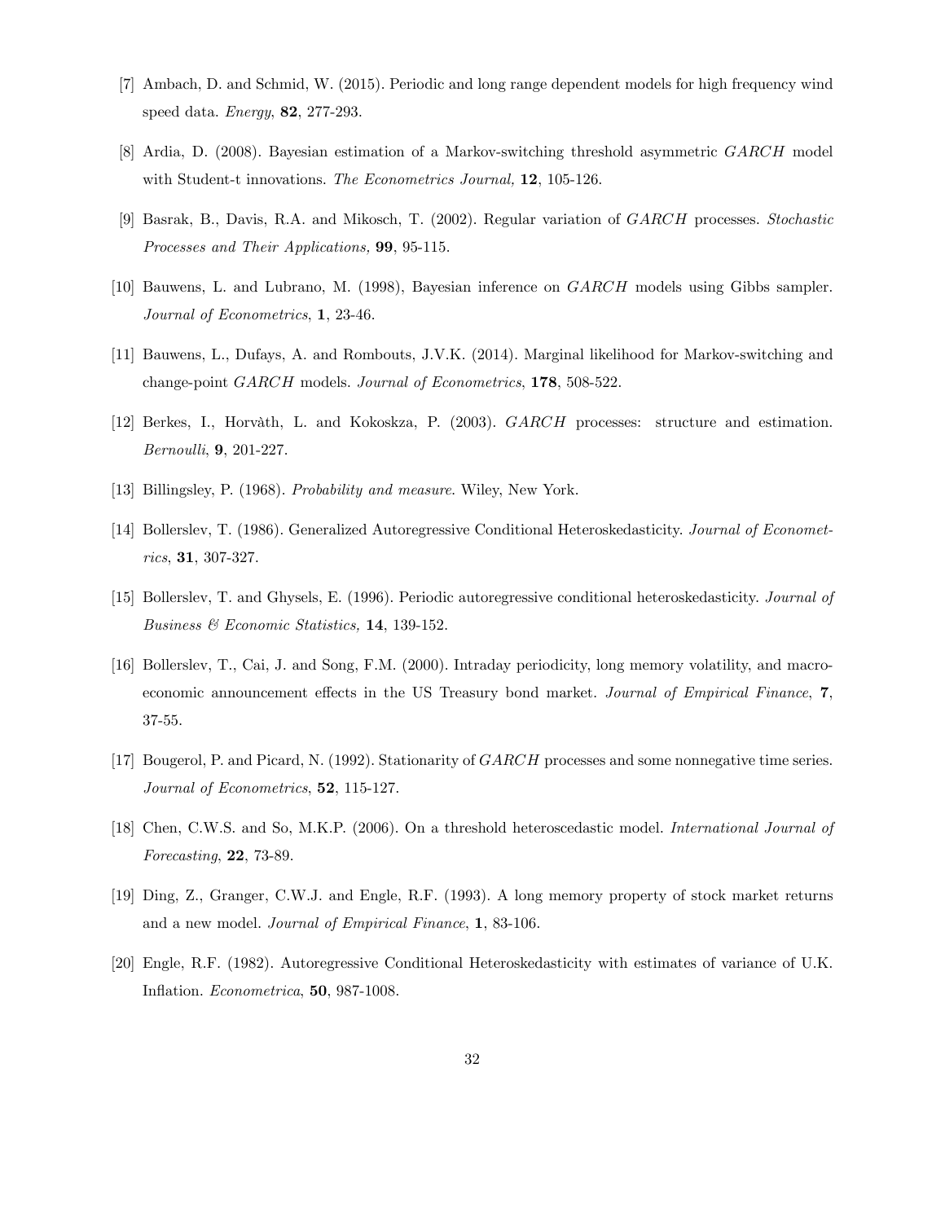[7] Ambach, D. and Schmid, W. (2015). Periodic and long range dependent models for high frequency wind speed data. *Energy*, **82**, 277-293.

[8] Ardia, D. (2008). Bayesian estimation of a Markov-switching threshold asymmetric *GARCH* model with Student-t innovations. *The Econometrics Journal,* **12**, 105-126.

[9] Basrak, B., Davis, R.A. and Mikosch, T. (2002). Regular variation of *GARCH* processes. *Stochastic Processes and Their Applications,* **99**, 95-115.

[10] Bauwens, L. and Lubrano, M. (1998), Bayesian inference on *GARCH* models using Gibbs sampler. *Journal of Econometrics*, **1**, 23-46.

[11] Bauwens, L., Dufays, A. and Rombouts, J.V.K. (2014). Marginal likelihood for Markov-switching and change-point *GARCH* models. *Journal of Econometrics*, **178**, 508-522.

[12] Berkes, I., Horvàth, L. and Kokoskza, P. (2003). *GARCH* processes: structure and estimation. *Bernoulli*, **9**, 201-227.

[13] Billingsley, P. (1968). *Probability and measure*. Wiley, New York.

[14] Bollerslev, T. (1986). Generalized Autoregressive Conditional Heteroskedasticity. *Journal of Econometrics*, **31**, 307-327.

[15] Bollerslev, T. and Ghysels, E. (1996). Periodic autoregressive conditional heteroskedasticity. *Journal of Business & Economic Statistics,* **14**, 139-152.

[16] Bollerslev, T., Cai, J. and Song, F.M. (2000). Intraday periodicity, long memory volatility, and macroeconomic announcement effects in the US Treasury bond market. *Journal of Empirical Finance*, **7**, 37-55.

[17] Bougerol, P. and Picard, N. (1992). Stationarity of *GARCH* processes and some nonnegative time series. *Journal of Econometrics*, **52**, 115-127.

[18] Chen, C.W.S. and So, M.K.P. (2006). On a threshold heteroscedastic model. *International Journal of Forecasting*, **22**, 73-89.

[19] Ding, Z., Granger, C.W.J. and Engle, R.F. (1993). A long memory property of stock market returns and a new model. *Journal of Empirical Finance*, **1**, 83-106.

[20] Engle, R.F. (1982). Autoregressive Conditional Heteroskedasticity with estimates of variance of U.K. Inflation. *Econometrica*, **50**, 987-1008.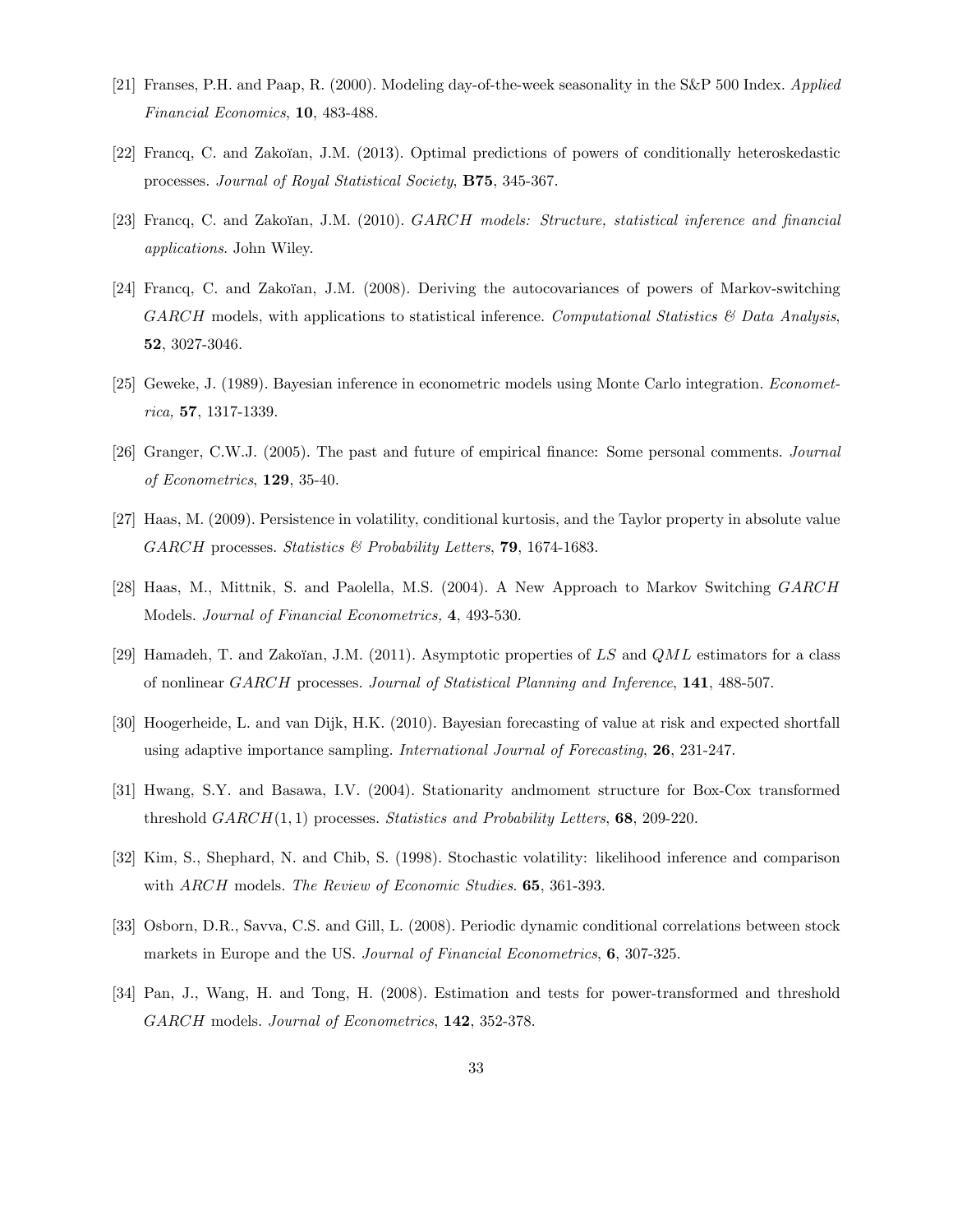[21] Franses, P.H. and Paap, R. (2000). Modeling day-of-the-week seasonality in the S&P 500 Index. *Applied Financial Economics*, **10**, 483-488.

[22] Francq, C. and Zakoïan, J.M. (2013). Optimal predictions of powers of conditionally heteroskedastic processes. *Journal of Royal Statistical Society*, **B75**, 345-367.

[23] Francq, C. and Zakoïan, J.M. (2010). *GARCH models: Structure, statistical inference and financial applications*. John Wiley.

[24] Francq, C. and Zakoïan, J.M. (2008). Deriving the autocovariances of powers of Markov-switching $GARCH$ models, with applications to statistical inference. *Computational Statistics & Data Analysis*, **52**, 3027-3046.

[25] Geweke, J. (1989). Bayesian inference in econometric models using Monte Carlo integration. *Econometrica,* **57**, 1317-1339.

[26] Granger, C.W.J. (2005). The past and future of empirical finance: Some personal comments. *Journal of Econometrics*, **129**, 35-40.

[27] Haas, M. (2009). Persistence in volatility, conditional kurtosis, and the Taylor property in absolute value $GARCH$ processes. *Statistics & Probability Letters*, **79**, 1674-1683.

[28] Haas, M., Mittnik, S. and Paolella, M.S. (2004). A New Approach to Markov Switching $GARCH$ Models. *Journal of Financial Econometrics,* **4**, 493-530.

[29] Hamadeh, T. and Zakoïan, J.M. (2011). Asymptotic properties of $LS$ and $QML$ estimators for a class of nonlinear $GARCH$ processes. *Journal of Statistical Planning and Inference*, **141**, 488-507.

[30] Hoogerheide, L. and van Dijk, H.K. (2010). Bayesian forecasting of value at risk and expected shortfall using adaptive importance sampling. *International Journal of Forecasting*, **26**, 231-247.

[31] Hwang, S.Y. and Basawa, I.V. (2004). Stationarity andmoment structure for Box-Cox transformed threshold $GARCH(1,1)$ processes. *Statistics and Probability Letters*, **68**, 209-220.

[32] Kim, S., Shephard, N. and Chib, S. (1998). Stochastic volatility: likelihood inference and comparison with $ARCH$ models. *The Review of Economic Studies*. **65**, 361-393.

[33] Osborn, D.R., Savva, C.S. and Gill, L. (2008). Periodic dynamic conditional correlations between stock markets in Europe and the US. *Journal of Financial Econometrics*, **6**, 307-325.

[34] Pan, J., Wang, H. and Tong, H. (2008). Estimation and tests for power-transformed and threshold $GARCH$ models. *Journal of Econometrics*, **142**, 352-378.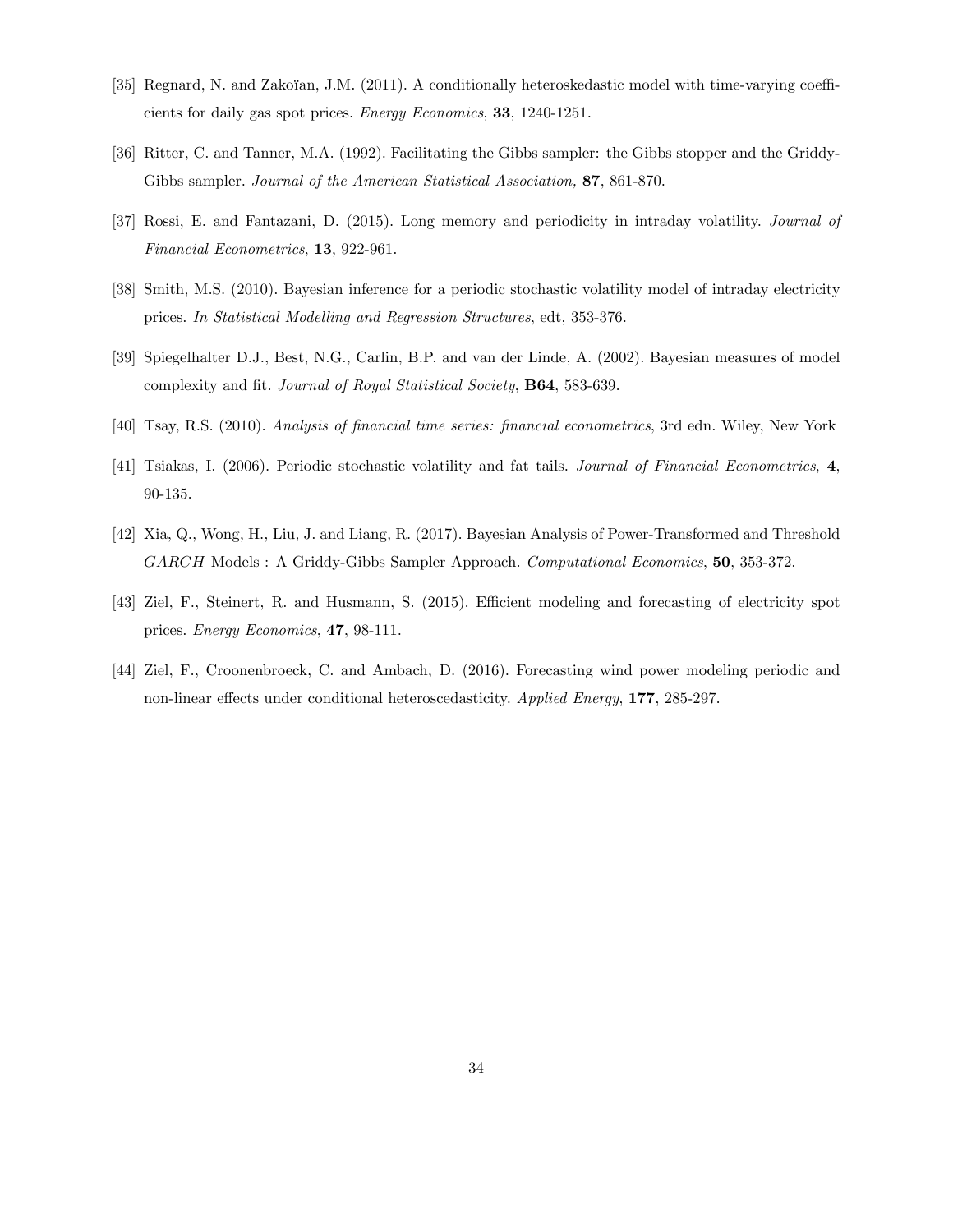[35] Regnard, N. and Zakoïan, J.M. (2011). A conditionally heteroskedastic model with time-varying coefficients for daily gas spot prices. *Energy Economics*, **33**, 1240-1251.

[36] Ritter, C. and Tanner, M.A. (1992). Facilitating the Gibbs sampler: the Gibbs stopper and the Griddy-Gibbs sampler. *Journal of the American Statistical Association,* **87**, 861-870.

[37] Rossi, E. and Fantazani, D. (2015). Long memory and periodicity in intraday volatility. *Journal of Financial Econometrics*, **13**, 922-961.

[38] Smith, M.S. (2010). Bayesian inference for a periodic stochastic volatility model of intraday electricity prices. *In Statistical Modelling and Regression Structures*, edt, 353-376.

[39] Spiegelhalter D.J., Best, N.G., Carlin, B.P. and van der Linde, A. (2002). Bayesian measures of model complexity and fit. *Journal of Royal Statistical Society*, **B64**, 583-639.

[40] Tsay, R.S. (2010). *Analysis of financial time series: financial econometrics*, 3rd edn. Wiley, New York

[41] Tsiakas, I. (2006). Periodic stochastic volatility and fat tails. *Journal of Financial Econometrics*, **4**, 90-135.

[42] Xia, Q., Wong, H., Liu, J. and Liang, R. (2017). Bayesian Analysis of Power-Transformed and Threshold *GARCH* Models : A Griddy-Gibbs Sampler Approach. *Computational Economics*, **50**, 353-372.

[43] Ziel, F., Steinert, R. and Husmann, S. (2015). Efficient modeling and forecasting of electricity spot prices. *Energy Economics*, **47**, 98-111.

[44] Ziel, F., Croonenbroeck, C. and Ambach, D. (2016). Forecasting wind power modeling periodic and non-linear effects under conditional heteroscedasticity. *Applied Energy*, **177**, 285-297.